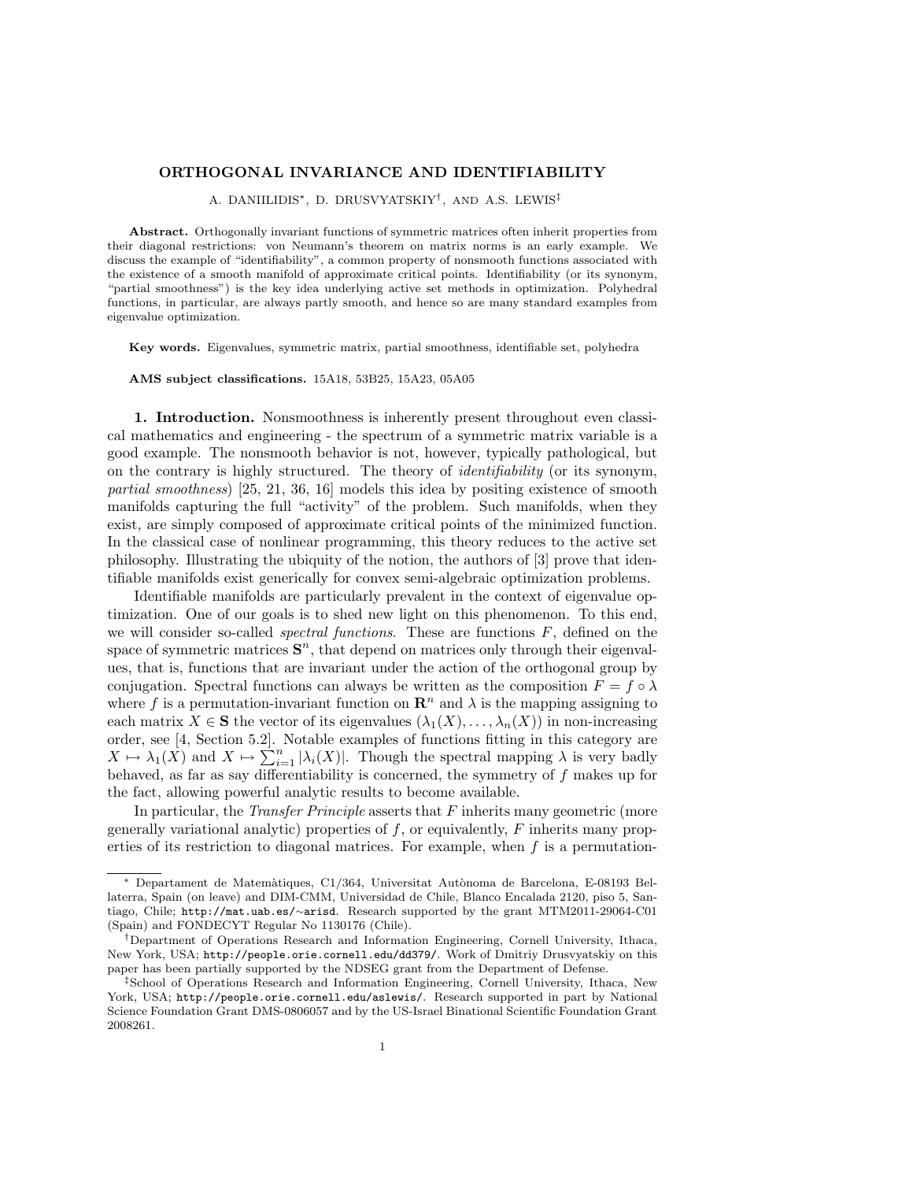# ORTHOGONAL INVARIANCE AND IDENTIFIABILITY

A. DANIILIDIS*, D. DRUSVYATSKIY†, AND A.S. LEWIS‡

**Abstract.** Orthogonally invariant functions of symmetric matrices often inherit properties from their diagonal restrictions: von Neumann's theorem on matrix norms is an early example. We discuss the example of "identifiability", a common property of nonsmooth functions associated with the existence of a smooth manifold of approximate critical points. Identifiability (or its synonym, "partial smoothness") is the key idea underlying active set methods in optimization. Polyhedral functions, in particular, are always partly smooth, and hence so are many standard examples from eigenvalue optimization.

**Key words.** Eigenvalues, symmetric matrix, partial smoothness, identifiable set, polyhedra

**AMS subject classifications.** 15A18, 53B25, 15A23, 05A05

## 1. Introduction.

Nonsmoothness is inherently present throughout even classical mathematics and engineering - the spectrum of a symmetric matrix variable is a good example. The nonsmooth behavior is not, however, typically pathological, but on the contrary is highly structured. The theory of *identifiability* (or its synonym, *partial smoothness*) [25, 21, 36, 16] models this idea by positing existence of smooth manifolds capturing the full "activity" of the problem. Such manifolds, when they exist, are simply composed of approximate critical points of the minimized function. In the classical case of nonlinear programming, this theory reduces to the active set philosophy. Illustrating the ubiquity of the notion, the authors of [3] prove that identifiable manifolds exist generically for convex semi-algebraic optimization problems.

Identifiable manifolds are particularly prevalent in the context of eigenvalue optimization. One of our goals is to shed new light on this phenomenon. To this end, we will consider so-called *spectral functions*. These are functions $F$, defined on the space of symmetric matrices $\mathbf{S}^n$, that depend on matrices only through their eigenvalues, that is, functions that are invariant under the action of the orthogonal group by conjugation. Spectral functions can always be written as the composition $F = f \circ \lambda$ where $f$ is a permutation-invariant function on $\mathbf{R}^n$ and $\lambda$ is the mapping assigning to each matrix $X \in \mathbf{S}$ the vector of its eigenvalues $(\lambda_1(X), \ldots, \lambda_n(X))$ in non-increasing order, see [4, Section 5.2]. Notable examples of functions fitting in this category are $X \mapsto \lambda_1(X)$ and $X \mapsto \sum_{i=1}^{n} |\lambda_i(X)|$. Though the spectral mapping $\lambda$ is very badly behaved, as far as say differentiability is concerned, the symmetry of $f$ makes up for the fact, allowing powerful analytic results to become available.

In particular, the *Transfer Principle* asserts that $F$ inherits many geometric (more generally variational analytic) properties of $f$, or equivalently, $F$ inherits many properties of its restriction to diagonal matrices. For example, when $f$ is a permutation-

---

* Departament de Matemàtiques, C1/364, Universitat Autònoma de Barcelona, E-08193 Bellaterra, Spain (on leave) and DIM-CMM, Universidad de Chile, Blanco Encalada 2120, piso 5, Santiago, Chile; http://mat.uab.es/~arisd. Research supported by the grant MTM2011-29064-C01 (Spain) and FONDECYT Regular No 1130176 (Chile).

† Department of Operations Research and Information Engineering, Cornell University, Ithaca, New York, USA; http://people.orie.cornell.edu/dd379/. Work of Dmitriy Drusvyatskiy on this paper has been partially supported by the NDSEG grant from the Department of Defense.

‡ School of Operations Research and Information Engineering, Cornell University, Ithaca, New York, USA; http://people.orie.cornell.edu/aslewis/. Research supported in part by National Science Foundation Grant DMS-0806057 and by the US-Israel Binational Scientific Foundation Grant 2008261.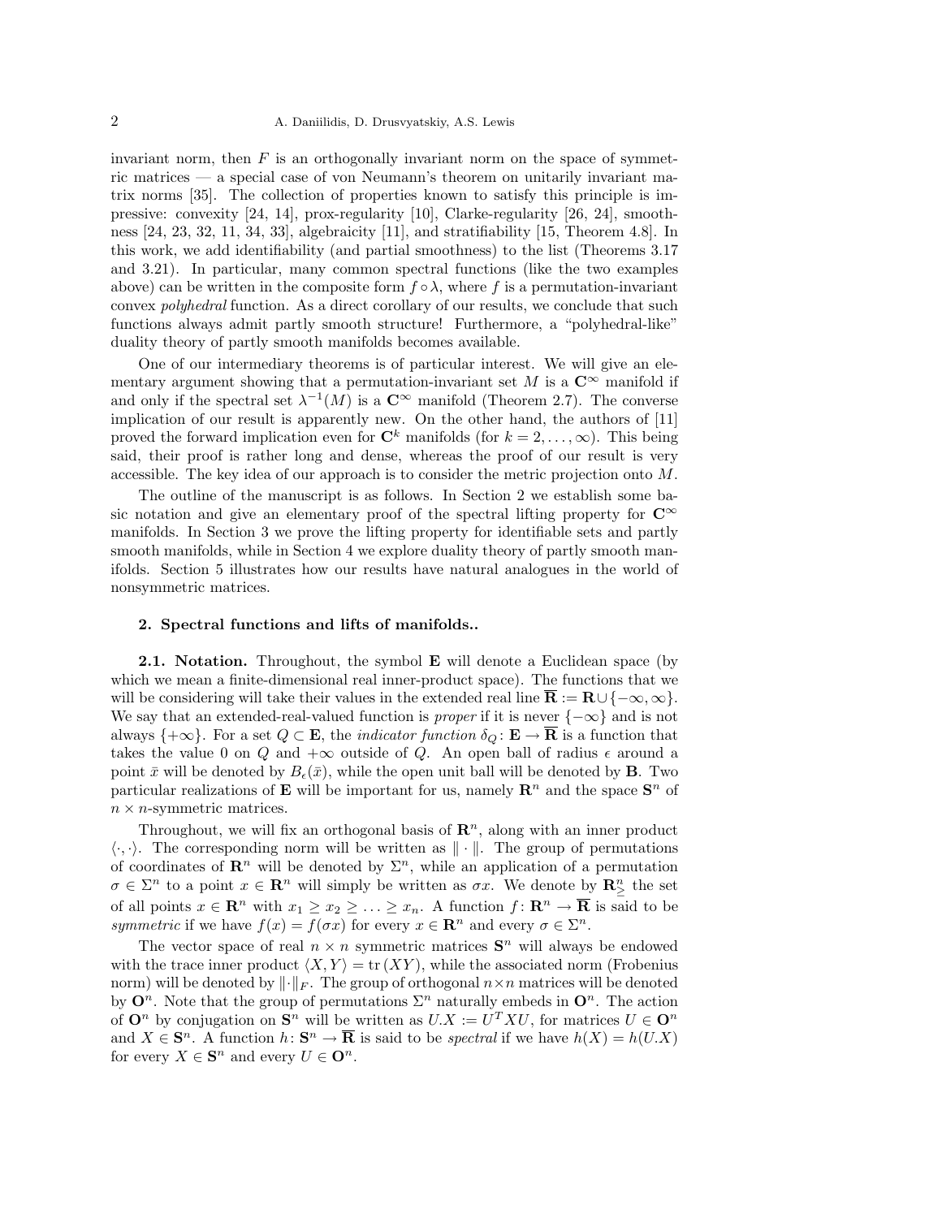invariant norm, then $F$ is an orthogonally invariant norm on the space of symmetric matrices — a special case of von Neumann's theorem on unitarily invariant matrix norms [35]. The collection of properties known to satisfy this principle is impressive: convexity [24, 14], prox-regularity [10], Clarke-regularity [26, 24], smoothness [24, 23, 32, 11, 34, 33], algebraicity [11], and stratifiability [15, Theorem 4.8]. In this work, we add identifiability (and partial smoothness) to the list (Theorems 3.17 and 3.21). In particular, many common spectral functions (like the two examples above) can be written in the composite form $f \circ \lambda$, where $f$ is a permutation-invariant convex *polyhedral* function. As a direct corollary of our results, we conclude that such functions always admit partly smooth structure! Furthermore, a "polyhedral-like" duality theory of partly smooth manifolds becomes available.

One of our intermediary theorems is of particular interest. We will give an elementary argument showing that a permutation-invariant set $M$ is a $\mathbf{C}^\infty$ manifold if and only if the spectral set $\lambda^{-1}(M)$ is a $\mathbf{C}^\infty$ manifold (Theorem 2.7). The converse implication of our result is apparently new. On the other hand, the authors of [11] proved the forward implication even for $\mathbf{C}^k$ manifolds (for $k = 2, \ldots, \infty$). This being said, their proof is rather long and dense, whereas the proof of our result is very accessible. The key idea of our approach is to consider the metric projection onto $M$.

The outline of the manuscript is as follows. In Section 2 we establish some basic notation and give an elementary proof of the spectral lifting property for $\mathbf{C}^\infty$ manifolds. In Section 3 we prove the lifting property for identifiable sets and partly smooth manifolds, while in Section 4 we explore duality theory of partly smooth manifolds. Section 5 illustrates how our results have natural analogues in the world of nonsymmetric matrices.

## 2. Spectral functions and lifts of manifolds..

**2.1. Notation.** Throughout, the symbol $\mathbf{E}$ will denote a Euclidean space (by which we mean a finite-dimensional real inner-product space). The functions that we will be considering will take their values in the extended real line $\overline{\mathbf{R}} := \mathbf{R} \cup \{-\infty, \infty\}$. We say that an extended-real-valued function is *proper* if it is never $\{-\infty\}$ and is not always $\{+\infty\}$. For a set $Q \subset \mathbf{E}$, the *indicator function* $\delta_Q \colon \mathbf{E} \to \overline{\mathbf{R}}$ is a function that takes the value 0 on $Q$ and $+\infty$ outside of $Q$. An open ball of radius $\epsilon$ around a point $\bar{x}$ will be denoted by $B_\epsilon(\bar{x})$, while the open unit ball will be denoted by $\mathbf{B}$. Two particular realizations of $\mathbf{E}$ will be important for us, namely $\mathbf{R}^n$ and the space $\mathbf{S}^n$ of $n \times n$-symmetric matrices.

Throughout, we will fix an orthogonal basis of $\mathbf{R}^n$, along with an inner product $\langle \cdot, \cdot \rangle$. The corresponding norm will be written as $\| \cdot \|$. The group of permutations of coordinates of $\mathbf{R}^n$ will be denoted by $\Sigma^n$, while an application of a permutation $\sigma \in \Sigma^n$ to a point $x \in \mathbf{R}^n$ will simply be written as $\sigma x$. We denote by $\mathbf{R}^n_\geq$ the set of all points $x \in \mathbf{R}^n$ with $x_1 \geq x_2 \geq \ldots \geq x_n$. A function $f \colon \mathbf{R}^n \to \overline{\mathbf{R}}$ is said to be *symmetric* if we have $f(x) = f(\sigma x)$ for every $x \in \mathbf{R}^n$ and every $\sigma \in \Sigma^n$.

The vector space of real $n \times n$ symmetric matrices $\mathbf{S}^n$ will always be endowed with the trace inner product $\langle X, Y \rangle = \mathrm{tr}\,(XY)$, while the associated norm (Frobenius norm) will be denoted by $\| \cdot \|_F$. The group of orthogonal $n \times n$ matrices will be denoted by $\mathbf{O}^n$. Note that the group of permutations $\Sigma^n$ naturally embeds in $\mathbf{O}^n$. The action of $\mathbf{O}^n$ by conjugation on $\mathbf{S}^n$ will be written as $U.X := U^T X U$, for matrices $U \in \mathbf{O}^n$ and $X \in \mathbf{S}^n$. A function $h \colon \mathbf{S}^n \to \overline{\mathbf{R}}$ is said to be *spectral* if we have $h(X) = h(U.X)$ for every $X \in \mathbf{S}^n$ and every $U \in \mathbf{O}^n$.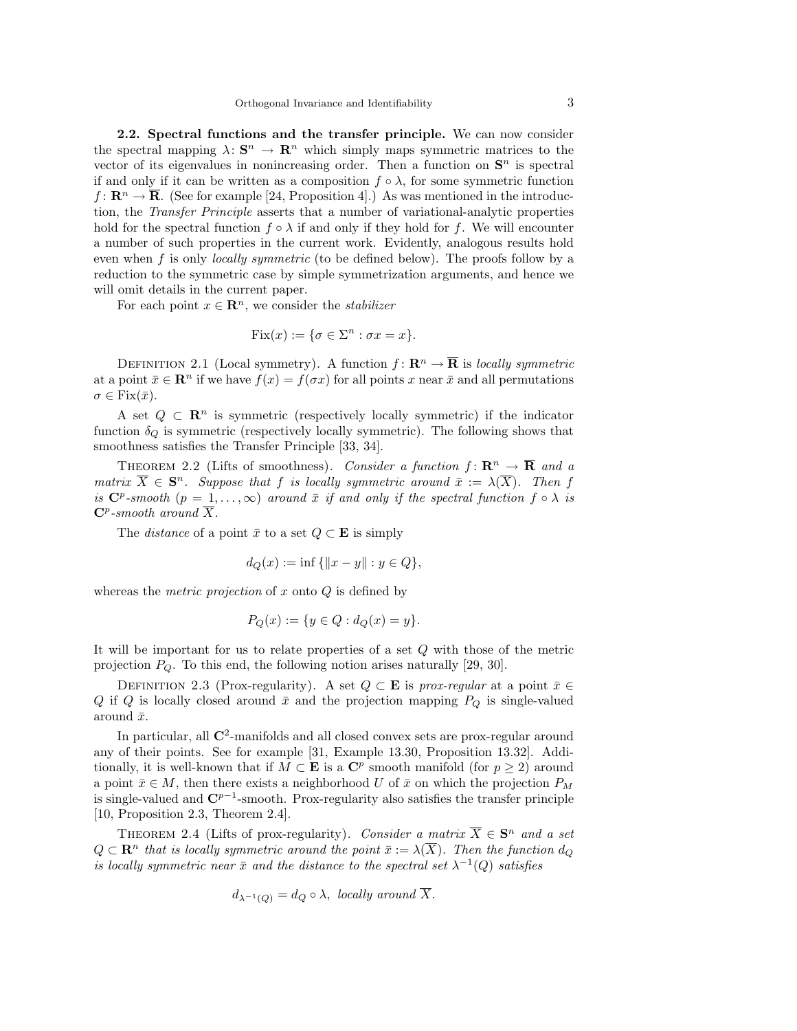**2.2. Spectral functions and the transfer principle.** We can now consider the spectral mapping $\lambda\colon \mathbf{S}^n \to \mathbf{R}^n$ which simply maps symmetric matrices to the vector of its eigenvalues in nonincreasing order. Then a function on $\mathbf{S}^n$ is spectral if and only if it can be written as a composition $f \circ \lambda$, for some symmetric function $f\colon \mathbf{R}^n \to \overline{\mathbf{R}}$. (See for example [24, Proposition 4].) As was mentioned in the introduction, the *Transfer Principle* asserts that a number of variational-analytic properties hold for the spectral function $f \circ \lambda$ if and only if they hold for $f$. We will encounter a number of such properties in the current work. Evidently, analogous results hold even when $f$ is only *locally symmetric* (to be defined below). The proofs follow by a reduction to the symmetric case by simple symmetrization arguments, and hence we will omit details in the current paper.

For each point $x \in \mathbf{R}^n$, we consider the *stabilizer*

$$\mathrm{Fix}(x) := \{\sigma \in \Sigma^n : \sigma x = x\}.$$

Definition 2.1 (Local symmetry). A function $f\colon \mathbf{R}^n \to \overline{\mathbf{R}}$ is *locally symmetric* at a point $\bar{x} \in \mathbf{R}^n$ if we have $f(x) = f(\sigma x)$ for all points $x$ near $\bar{x}$ and all permutations $\sigma \in \mathrm{Fix}(\bar{x})$.

A set $Q \subset \mathbf{R}^n$ is symmetric (respectively locally symmetric) if the indicator function $\delta_Q$ is symmetric (respectively locally symmetric). The following shows that smoothness satisfies the Transfer Principle [33, 34].

Theorem 2.2 (Lifts of smoothness). *Consider a function $f\colon \mathbf{R}^n \to \overline{\mathbf{R}}$ and a matrix $\overline{X} \in \mathbf{S}^n$. Suppose that $f$ is locally symmetric around $\bar{x} := \lambda(\overline{X})$. Then $f$ is $\mathbf{C}^p$-smooth ($p = 1, \ldots, \infty$) around $\bar{x}$ if and only if the spectral function $f \circ \lambda$ is $\mathbf{C}^p$-smooth around $\overline{X}$.*

The *distance* of a point $\bar{x}$ to a set $Q \subset \mathbf{E}$ is simply

$$d_Q(x) := \inf\{\|x - y\| : y \in Q\},$$

whereas the *metric projection* of $x$ onto $Q$ is defined by

$$P_Q(x) := \{y \in Q : d_Q(x) = y\}.$$

It will be important for us to relate properties of a set $Q$ with those of the metric projection $P_Q$. To this end, the following notion arises naturally [29, 30].

Definition 2.3 (Prox-regularity). A set $Q \subset \mathbf{E}$ is *prox-regular* at a point $\bar{x} \in Q$ if $Q$ is locally closed around $\bar{x}$ and the projection mapping $P_Q$ is single-valued around $\bar{x}$.

In particular, all $\mathbf{C}^2$-manifolds and all closed convex sets are prox-regular around any of their points. See for example [31, Example 13.30, Proposition 13.32]. Additionally, it is well-known that if $M \subset \mathbf{E}$ is a $\mathbf{C}^p$ smooth manifold (for $p \geq 2$) around a point $\bar{x} \in M$, then there exists a neighborhood $U$ of $\bar{x}$ on which the projection $P_M$ is single-valued and $\mathbf{C}^{p-1}$-smooth. Prox-regularity also satisfies the transfer principle [10, Proposition 2.3, Theorem 2.4].

Theorem 2.4 (Lifts of prox-regularity). *Consider a matrix $\overline{X} \in \mathbf{S}^n$ and a set $Q \subset \mathbf{R}^n$ that is locally symmetric around the point $\bar{x} := \lambda(\overline{X})$. Then the function $d_Q$ is locally symmetric near $\bar{x}$ and the distance to the spectral set $\lambda^{-1}(Q)$ satisfies*

$$d_{\lambda^{-1}(Q)} = d_Q \circ \lambda, \text{ locally around } \overline{X}.$$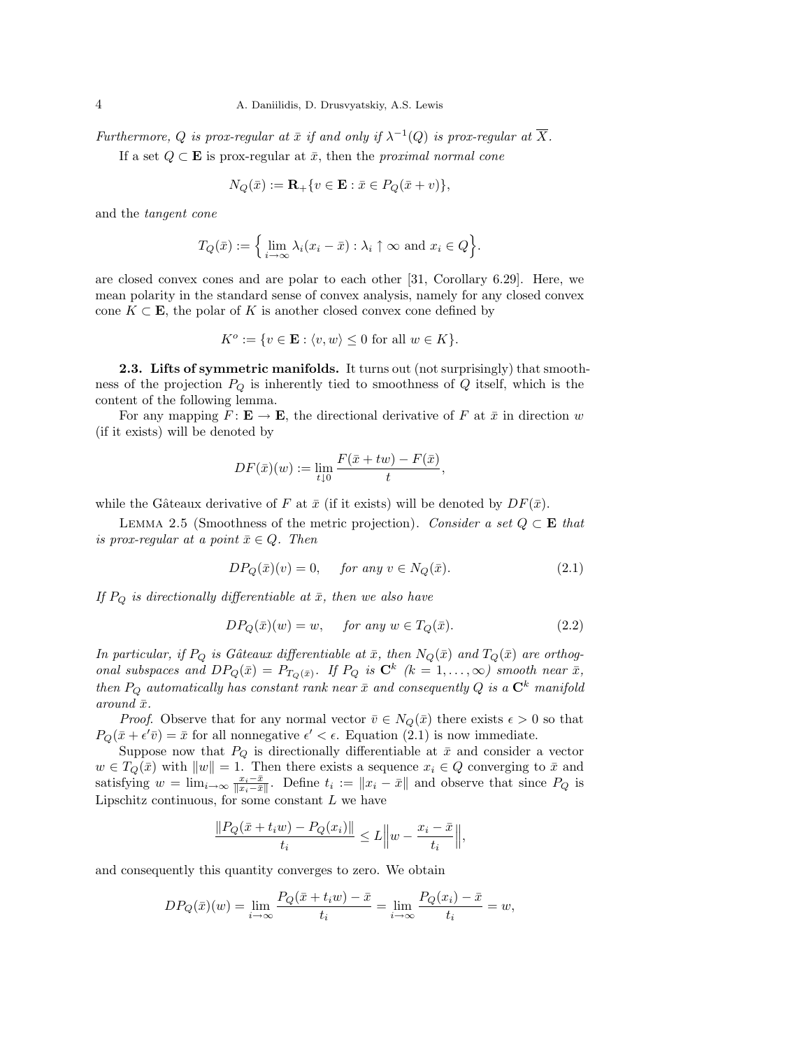*Furthermore, $Q$ is prox-regular at $\bar{x}$ if and only if $\lambda^{-1}(Q)$ is prox-regular at $\overline{X}$.*

If a set $Q \subset \mathbf{E}$ is prox-regular at $\bar{x}$, then the *proximal normal cone*

$$N_Q(\bar{x}) := \mathbf{R}_+\{v \in \mathbf{E} : \bar{x} \in P_Q(\bar{x} + v)\},$$

and the *tangent cone*

$$T_Q(\bar{x}) := \Big\{ \lim_{i \to \infty} \lambda_i (x_i - \bar{x}) : \lambda_i \uparrow \infty \text{ and } x_i \in Q \Big\}.$$

are closed convex cones and are polar to each other [31, Corollary 6.29]. Here, we mean polarity in the standard sense of convex analysis, namely for any closed convex cone $K \subset \mathbf{E}$, the polar of $K$ is another closed convex cone defined by

$$K^o := \{v \in \mathbf{E} : \langle v, w \rangle \leq 0 \text{ for all } w \in K\}.$$

**2.3. Lifts of symmetric manifolds.** It turns out (not surprisingly) that smoothness of the projection $P_Q$ is inherently tied to smoothness of $Q$ itself, which is the content of the following lemma.

For any mapping $F : \mathbf{E} \to \mathbf{E}$, the directional derivative of $F$ at $\bar{x}$ in direction $w$ (if it exists) will be denoted by

$$DF(\bar{x})(w) := \lim_{t \downarrow 0} \frac{F(\bar{x} + tw) - F(\bar{x})}{t},$$

while the Gâteaux derivative of $F$ at $\bar{x}$ (if it exists) will be denoted by $DF(\bar{x})$.

Lemma 2.5 (Smoothness of the metric projection). *Consider a set $Q \subset \mathbf{E}$ that is prox-regular at a point $\bar{x} \in Q$. Then*

$$DP_Q(\bar{x})(v) = 0, \qquad \textit{for any } v \in N_Q(\bar{x}). \tag{2.1}$$

*If $P_Q$ is directionally differentiable at $\bar{x}$, then we also have*

$$DP_Q(\bar{x})(w) = w, \qquad \textit{for any } w \in T_Q(\bar{x}). \tag{2.2}$$

*In particular, if $P_Q$ is Gâteaux differentiable at $\bar{x}$, then $N_Q(\bar{x})$ and $T_Q(\bar{x})$ are orthogonal subspaces and $DP_Q(\bar{x}) = P_{T_Q(\bar{x})}$. If $P_Q$ is $\mathbf{C}^k$ ($k = 1, \ldots, \infty$) smooth near $\bar{x}$, then $P_Q$ automatically has constant rank near $\bar{x}$ and consequently $Q$ is a $\mathbf{C}^k$ manifold around $\bar{x}$.*

*Proof.* Observe that for any normal vector $\bar{v} \in N_Q(\bar{x})$ there exists $\epsilon > 0$ so that $P_Q(\bar{x} + \epsilon' \bar{v}) = \bar{x}$ for all nonnegative $\epsilon' < \epsilon$. Equation (2.1) is now immediate.

Suppose now that $P_Q$ is directionally differentiable at $\bar{x}$ and consider a vector $w \in T_Q(\bar{x})$ with $\|w\| = 1$. Then there exists a sequence $x_i \in Q$ converging to $\bar{x}$ and satisfying $w = \lim_{i \to \infty} \frac{x_i - \bar{x}}{\|x_i - \bar{x}\|}$. Define $t_i := \|x_i - \bar{x}\|$ and observe that since $P_Q$ is Lipschitz continuous, for some constant $L$ we have

$$\frac{\|P_Q(\bar{x} + t_i w) - P_Q(x_i)\|}{t_i} \leq L \Big\| w - \frac{x_i - \bar{x}}{t_i} \Big\|,$$

and consequently this quantity converges to zero. We obtain

$$DP_Q(\bar{x})(w) = \lim_{i \to \infty} \frac{P_Q(\bar{x} + t_i w) - \bar{x}}{t_i} = \lim_{i \to \infty} \frac{P_Q(x_i) - \bar{x}}{t_i} = w,$$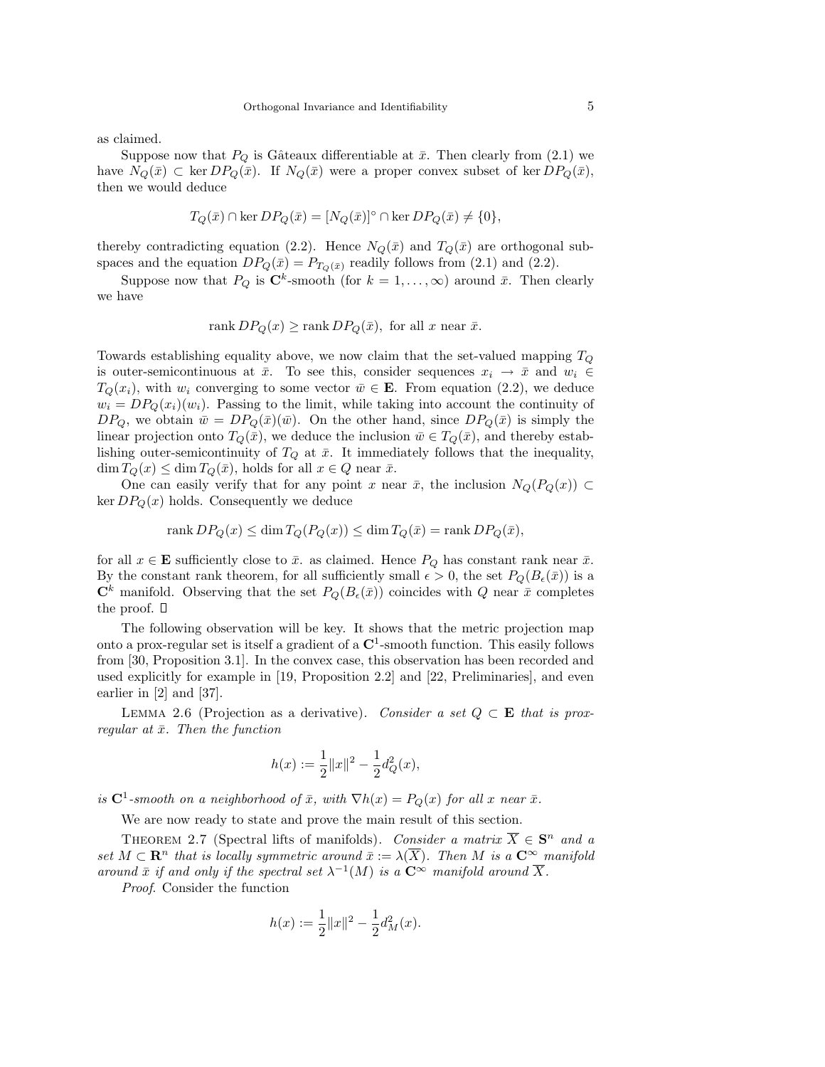as claimed.

Suppose now that $P_Q$ is Gâteaux differentiable at $\bar{x}$. Then clearly from (2.1) we have $N_Q(\bar{x}) \subset \ker DP_Q(\bar{x})$. If $N_Q(\bar{x})$ were a proper convex subset of $\ker DP_Q(\bar{x})$, then we would deduce

$$T_Q(\bar{x}) \cap \ker DP_Q(\bar{x}) = [N_Q(\bar{x})]^\circ \cap \ker DP_Q(\bar{x}) \neq \{0\},$$

thereby contradicting equation (2.2). Hence $N_Q(\bar{x})$ and $T_Q(\bar{x})$ are orthogonal subspaces and the equation $DP_Q(\bar{x}) = P_{T_Q(\bar{x})}$ readily follows from (2.1) and (2.2).

Suppose now that $P_Q$ is $\mathbf{C}^k$-smooth (for $k = 1, \ldots, \infty$) around $\bar{x}$. Then clearly we have

$$\operatorname{rank} DP_Q(x) \geq \operatorname{rank} DP_Q(\bar{x}), \text{ for all } x \text{ near } \bar{x}.$$

Towards establishing equality above, we now claim that the set-valued mapping $T_Q$ is outer-semicontinuous at $\bar{x}$. To see this, consider sequences $x_i \to \bar{x}$ and $w_i \in T_Q(x_i)$, with $w_i$ converging to some vector $\bar{w} \in \mathbf{E}$. From equation (2.2), we deduce $w_i = DP_Q(x_i)(w_i)$. Passing to the limit, while taking into account the continuity of $DP_Q$, we obtain $\bar{w} = DP_Q(\bar{x})(\bar{w})$. On the other hand, since $DP_Q(\bar{x})$ is simply the linear projection onto $T_Q(\bar{x})$, we deduce the inclusion $\bar{w} \in T_Q(\bar{x})$, and thereby establishing outer-semicontinuity of $T_Q$ at $\bar{x}$. It immediately follows that the inequality, $\dim T_Q(x) \leq \dim T_Q(\bar{x})$, holds for all $x \in Q$ near $\bar{x}$.

One can easily verify that for any point $x$ near $\bar{x}$, the inclusion $N_Q(P_Q(x)) \subset \ker DP_Q(x)$ holds. Consequently we deduce

$$\operatorname{rank} DP_Q(x) \leq \dim T_Q(P_Q(x)) \leq \dim T_Q(\bar{x}) = \operatorname{rank} DP_Q(\bar{x}),$$

for all $x \in \mathbf{E}$ sufficiently close to $\bar{x}$. as claimed. Hence $P_Q$ has constant rank near $\bar{x}$. By the constant rank theorem, for all sufficiently small $\epsilon > 0$, the set $P_Q(B_\epsilon(\bar{x}))$ is a $\mathbf{C}^k$ manifold. Observing that the set $P_Q(B_\epsilon(\bar{x}))$ coincides with $Q$ near $\bar{x}$ completes the proof. □

The following observation will be key. It shows that the metric projection map onto a prox-regular set is itself a gradient of a $\mathbf{C}^1$-smooth function. This easily follows from [30, Proposition 3.1]. In the convex case, this observation has been recorded and used explicitly for example in [19, Proposition 2.2] and [22, Preliminaries], and even earlier in [2] and [37].

Lemma 2.6 (Projection as a derivative). *Consider a set $Q \subset \mathbf{E}$ that is prox-regular at $\bar{x}$. Then the function*

$$h(x) := \frac{1}{2}\|x\|^2 - \frac{1}{2}d_Q^2(x),$$

*is $\mathbf{C}^1$-smooth on a neighborhood of $\bar{x}$, with $\nabla h(x) = P_Q(x)$ for all $x$ near $\bar{x}$.*

We are now ready to state and prove the main result of this section.

Theorem 2.7 (Spectral lifts of manifolds). *Consider a matrix $\overline{X} \in \mathbf{S}^n$ and a set $M \subset \mathbf{R}^n$ that is locally symmetric around $\bar{x} := \lambda(\overline{X})$. Then $M$ is a $\mathbf{C}^\infty$ manifold around $\bar{x}$ if and only if the spectral set $\lambda^{-1}(M)$ is a $\mathbf{C}^\infty$ manifold around $\overline{X}$.*

*Proof*. Consider the function

$$h(x) := \frac{1}{2}\|x\|^2 - \frac{1}{2}d_M^2(x).$$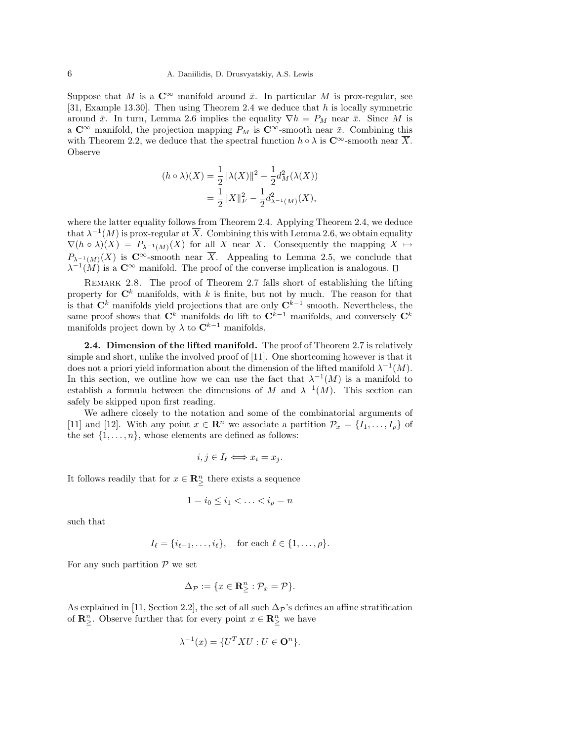Suppose that $M$ is a $\mathbf{C}^\infty$ manifold around $\bar{x}$. In particular $M$ is prox-regular, see [31, Example 13.30]. Then using Theorem 2.4 we deduce that $h$ is locally symmetric around $\bar{x}$. In turn, Lemma 2.6 implies the equality $\nabla h = P_M$ near $\bar{x}$. Since $M$ is a $\mathbf{C}^\infty$ manifold, the projection mapping $P_M$ is $\mathbf{C}^\infty$-smooth near $\bar{x}$. Combining this with Theorem 2.2, we deduce that the spectral function $h \circ \lambda$ is $\mathbf{C}^\infty$-smooth near $\overline{X}$. Observe

$$
\begin{aligned}
(h \circ \lambda)(X) &= \frac{1}{2}\|\lambda(X)\|^2 - \frac{1}{2}d_M^2(\lambda(X)) \\
&= \frac{1}{2}\|X\|_F^2 - \frac{1}{2}d^2_{\lambda^{-1}(M)}(X),
\end{aligned}
$$

where the latter equality follows from Theorem 2.4. Applying Theorem 2.4, we deduce that $\lambda^{-1}(M)$ is prox-regular at $\overline{X}$. Combining this with Lemma 2.6, we obtain equality $\nabla(h \circ \lambda)(X) = P_{\lambda^{-1}(M)}(X)$ for all $X$ near $\overline{X}$. Consequently the mapping $X \mapsto P_{\lambda^{-1}(M)}(X)$ is $\mathbf{C}^\infty$-smooth near $\overline{X}$. Appealing to Lemma 2.5, we conclude that $\lambda^{-1}(M)$ is a $\mathbf{C}^\infty$ manifold. The proof of the converse implication is analogous. □

Remark 2.8. The proof of Theorem 2.7 falls short of establishing the lifting property for $\mathbf{C}^k$ manifolds, with $k$ is finite, but not by much. The reason for that is that $\mathbf{C}^k$ manifolds yield projections that are only $\mathbf{C}^{k-1}$ smooth. Nevertheless, the same proof shows that $\mathbf{C}^k$ manifolds do lift to $\mathbf{C}^{k-1}$ manifolds, and conversely $\mathbf{C}^k$ manifolds project down by $\lambda$ to $\mathbf{C}^{k-1}$ manifolds.

**2.4. Dimension of the lifted manifold.** The proof of Theorem 2.7 is relatively simple and short, unlike the involved proof of [11]. One shortcoming however is that it does not a priori yield information about the dimension of the lifted manifold $\lambda^{-1}(M)$. In this section, we outline how we can use the fact that $\lambda^{-1}(M)$ is a manifold to establish a formula between the dimensions of $M$ and $\lambda^{-1}(M)$. This section can safely be skipped upon first reading.

We adhere closely to the notation and some of the combinatorial arguments of [11] and [12]. With any point $x \in \mathbf{R}^n$ we associate a partition $\mathcal{P}_x = \{I_1, \ldots, I_\rho\}$ of the set $\{1, \ldots, n\}$, whose elements are defined as follows:

$$
i, j \in I_\ell \Longleftrightarrow x_i = x_j.
$$

It follows readily that for $x \in \mathbf{R}^n_{\geq}$ there exists a sequence

$$
1 = i_0 \leq i_1 < \ldots < i_\rho = n
$$

such that

$$
I_\ell = \{i_{\ell-1}, \ldots, i_\ell\}, \quad \text{for each } \ell \in \{1, \ldots, \rho\}.
$$

For any such partition $\mathcal{P}$ we set

$$
\Delta_{\mathcal{P}} := \{x \in \mathbf{R}^n_{\geq} : \mathcal{P}_x = \mathcal{P}\}.
$$

As explained in [11, Section 2.2], the set of all such $\Delta_{\mathcal{P}}$'s defines an affine stratification of $\mathbf{R}^n_{\geq}$. Observe further that for every point $x \in \mathbf{R}^n_{\geq}$ we have

$$
\lambda^{-1}(x) = \{U^T X U : U \in \mathbf{O}^n\}.
$$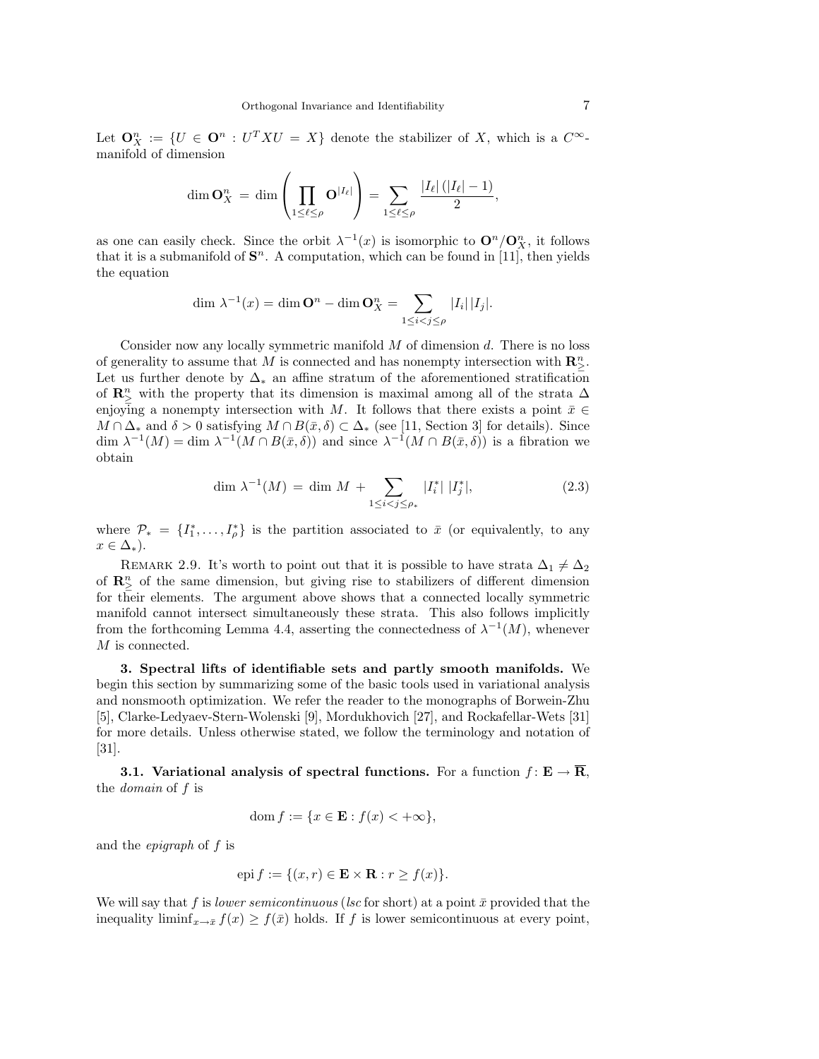Let $\mathbf{O}^n_X := \{U \in \mathbf{O}^n : U^T X U = X\}$ denote the stabilizer of $X$, which is a $C^\infty$-manifold of dimension

$$\dim \mathbf{O}^n_X \,=\, \dim \left( \prod_{1 \le \ell \le \rho} \mathbf{O}^{|I_\ell|} \right) \,=\, \sum_{1 \le \ell \le \rho} \frac{|I_\ell|\,(|I_\ell|-1)}{2},$$

as one can easily check. Since the orbit $\lambda^{-1}(x)$ is isomorphic to $\mathbf{O}^n/\mathbf{O}^n_X$, it follows that it is a submanifold of $\mathbf{S}^n$. A computation, which can be found in [11], then yields the equation

$$\dim\, \lambda^{-1}(x) = \dim \mathbf{O}^n - \dim \mathbf{O}^n_X = \sum_{1 \le i < j \le \rho} |I_i|\,|I_j|.$$

Consider now any locally symmetric manifold $M$ of dimension $d$. There is no loss of generality to assume that $M$ is connected and has nonempty intersection with $\mathbf{R}^n_{\geq}$. Let us further denote by $\Delta_*$ an affine stratum of the aforementioned stratification of $\mathbf{R}^n_{\geq}$ with the property that its dimension is maximal among all of the strata $\Delta$ enjoying a nonempty intersection with $M$. It follows that there exists a point $\bar{x} \in M \cap \Delta_*$ and $\delta > 0$ satisfying $M \cap B(\bar{x}, \delta) \subset \Delta_*$ (see [11, Section 3] for details). Since $\dim\, \lambda^{-1}(M) = \dim\, \lambda^{-1}(M \cap B(\bar{x},\delta))$ and since $\lambda^{-1}(M \cap B(\bar{x},\delta))$ is a fibration we obtain

$$\dim\, \lambda^{-1}(M) \,=\, \dim\, M \,+ \sum_{1 \le i < j \le \rho_*} |I^*_i|\;|I^*_j|, \tag{2.3}$$

where $\mathcal{P}_* = \{I^*_1, \ldots, I^*_\rho\}$ is the partition associated to $\bar{x}$ (or equivalently, to any $x \in \Delta_*$).

Remark 2.9. It's worth to point out that it is possible to have strata $\Delta_1 \neq \Delta_2$ of $\mathbf{R}^n_{\geq}$ of the same dimension, but giving rise to stabilizers of different dimension for their elements. The argument above shows that a connected locally symmetric manifold cannot intersect simultaneously these strata. This also follows implicitly from the forthcoming Lemma 4.4, asserting the connectedness of $\lambda^{-1}(M)$, whenever $M$ is connected.

## 3. Spectral lifts of identifiable sets and partly smooth manifolds.

We begin this section by summarizing some of the basic tools used in variational analysis and nonsmooth optimization. We refer the reader to the monographs of Borwein-Zhu [5], Clarke-Ledyaev-Stern-Wolenski [9], Mordukhovich [27], and Rockafellar-Wets [31] for more details. Unless otherwise stated, we follow the terminology and notation of [31].

### 3.1. Variational analysis of spectral functions.

For a function $f\colon \mathbf{E} \to \overline{\mathbf{R}}$, the *domain* of $f$ is

$$\operatorname{dom} f := \{x \in \mathbf{E} : f(x) < +\infty\},$$

and the *epigraph* of $f$ is

$$\operatorname{epi} f := \{(x, r) \in \mathbf{E} \times \mathbf{R} : r \ge f(x)\}.$$

We will say that $f$ is *lower semicontinuous* (*lsc* for short) at a point $\bar{x}$ provided that the inequality $\liminf_{x \to \bar{x}} f(x) \ge f(\bar{x})$ holds. If $f$ is lower semicontinuous at every point,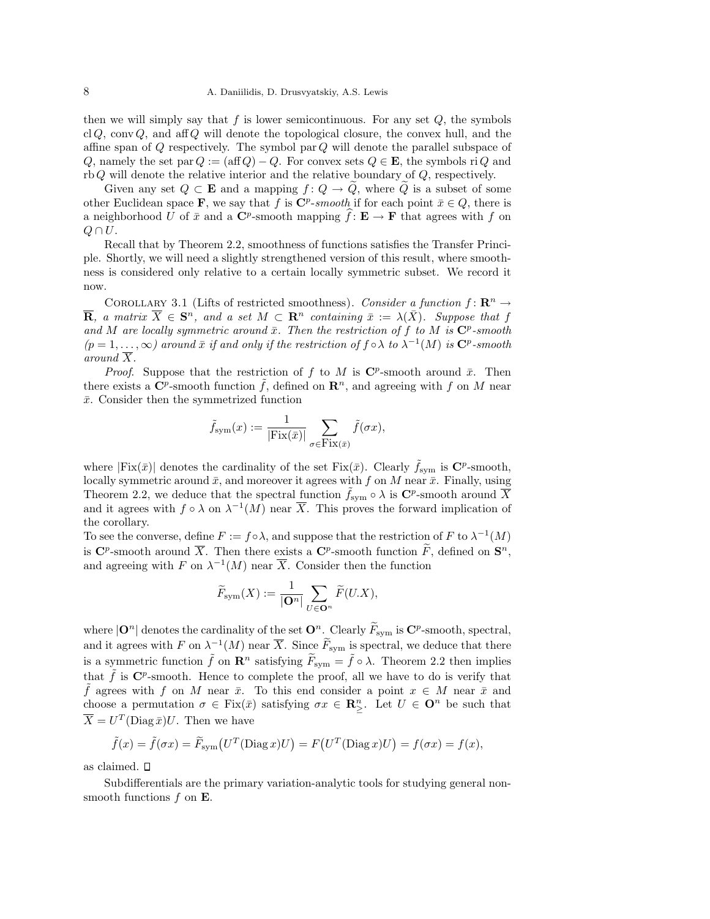then we will simply say that $f$ is lower semicontinuous. For any set $Q$, the symbols $\operatorname{cl} Q$, $\operatorname{conv} Q$, and $\operatorname{aff} Q$ will denote the topological closure, the convex hull, and the affine span of $Q$ respectively. The symbol $\operatorname{par} Q$ will denote the parallel subspace of $Q$, namely the set $\operatorname{par} Q := (\operatorname{aff} Q) - Q$. For convex sets $Q \in \mathbf{E}$, the symbols $\operatorname{ri} Q$ and $\operatorname{rb} Q$ will denote the relative interior and the relative boundary of $Q$, respectively.

Given any set $Q \subset \mathbf{E}$ and a mapping $f \colon Q \to \widetilde{Q}$, where $\widetilde{Q}$ is a subset of some other Euclidean space $\mathbf{F}$, we say that $f$ is $\mathbf{C}^p$-*smooth* if for each point $\bar{x} \in Q$, there is a neighborhood $U$ of $\bar{x}$ and a $\mathbf{C}^p$-smooth mapping $\widehat{f} \colon \mathbf{E} \to \mathbf{F}$ that agrees with $f$ on $Q \cap U$.

Recall that by Theorem 2.2, smoothness of functions satisfies the Transfer Principle. Shortly, we will need a slightly strengthened version of this result, where smoothness is considered only relative to a certain locally symmetric subset. We record it now.

Corollary 3.1 (Lifts of restricted smoothness). *Consider a function $f \colon \mathbf{R}^n \to \overline{\mathbf{R}}$, a matrix $\overline{X} \in \mathbf{S}^n$, and a set $M \subset \mathbf{R}^n$ containing $\bar{x} := \lambda(\bar{X})$. Suppose that $f$ and $M$ are locally symmetric around $\bar{x}$. Then the restriction of $f$ to $M$ is $\mathbf{C}^p$-smooth ($p = 1, \ldots, \infty$) around $\bar{x}$ if and only if the restriction of $f \circ \lambda$ to $\lambda^{-1}(M)$ is $\mathbf{C}^p$-smooth around $\overline{X}$.*

*Proof.* Suppose that the restriction of $f$ to $M$ is $\mathbf{C}^p$-smooth around $\bar{x}$. Then there exists a $\mathbf{C}^p$-smooth function $\tilde{f}$, defined on $\mathbf{R}^n$, and agreeing with $f$ on $M$ near $\bar{x}$. Consider then the symmetrized function

$$\tilde{f}_{\mathrm{sym}}(x) := \frac{1}{|\mathrm{Fix}(\bar{x})|} \sum_{\sigma \in \mathrm{Fix}(\bar{x})} \tilde{f}(\sigma x),$$

where $|\mathrm{Fix}(\bar{x})|$ denotes the cardinality of the set $\mathrm{Fix}(\bar{x})$. Clearly $\tilde{f}_{\mathrm{sym}}$ is $\mathbf{C}^p$-smooth, locally symmetric around $\bar{x}$, and moreover it agrees with $f$ on $M$ near $\bar{x}$. Finally, using Theorem 2.2, we deduce that the spectral function $\tilde{f}_{\mathrm{sym}} \circ \lambda$ is $\mathbf{C}^p$-smooth around $\overline{X}$ and it agrees with $f \circ \lambda$ on $\lambda^{-1}(M)$ near $\overline{X}$. This proves the forward implication of the corollary.

To see the converse, define $F := f \circ \lambda$, and suppose that the restriction of $F$ to $\lambda^{-1}(M)$ is $\mathbf{C}^p$-smooth around $\overline{X}$. Then there exists a $\mathbf{C}^p$-smooth function $\widetilde{F}$, defined on $\mathbf{S}^n$, and agreeing with $F$ on $\lambda^{-1}(M)$ near $\overline{X}$. Consider then the function

$$\widetilde{F}_{\mathrm{sym}}(X) := \frac{1}{|\mathbf{O}^n|} \sum_{U \in \mathbf{O}^n} \widetilde{F}(U.X),$$

where $|\mathbf{O}^n|$ denotes the cardinality of the set $\mathbf{O}^n$. Clearly $\widetilde{F}_{\mathrm{sym}}$ is $\mathbf{C}^p$-smooth, spectral, and it agrees with $F$ on $\lambda^{-1}(M)$ near $\overline{X}$. Since $\widetilde{F}_{\mathrm{sym}}$ is spectral, we deduce that there is a symmetric function $\tilde{f}$ on $\mathbf{R}^n$ satisfying $\widetilde{F}_{\mathrm{sym}} = \tilde{f} \circ \lambda$. Theorem 2.2 then implies that $\tilde{f}$ is $\mathbf{C}^p$-smooth. Hence to complete the proof, all we have to do is verify that $\tilde{f}$ agrees with $f$ on $M$ near $\bar{x}$. To this end consider a point $x \in M$ near $\bar{x}$ and choose a permutation $\sigma \in \mathrm{Fix}(\bar{x})$ satisfying $\sigma x \in \mathbf{R}^n_{\geq}$. Let $U \in \mathbf{O}^n$ be such that $\overline{X} = U^T(\operatorname{Diag} \bar{x})U$. Then we have

$$\tilde{f}(x) = \tilde{f}(\sigma x) = \widetilde{F}_{\mathrm{sym}}\big(U^T(\operatorname{Diag} x)U\big) = F\big(U^T(\operatorname{Diag} x)U\big) = f(\sigma x) = f(x),$$

as claimed. $\square$

Subdifferentials are the primary variation-analytic tools for studying general nonsmooth functions $f$ on $\mathbf{E}$.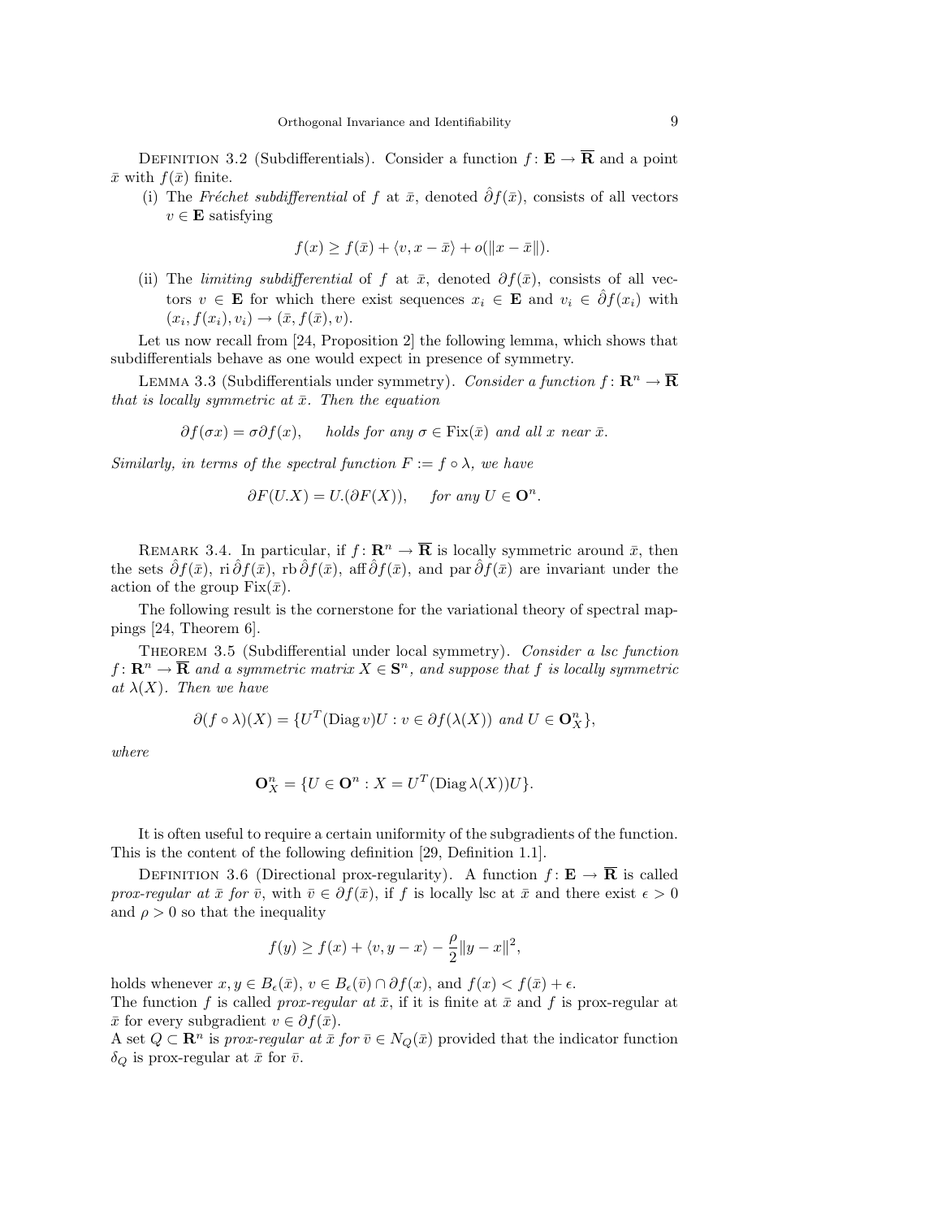Definition 3.2 (Subdifferentials). Consider a function $f\colon \mathbf{E} \to \overline{\mathbf{R}}$ and a point $\bar{x}$ with $f(\bar{x})$ finite.

(i) The *Fréchet subdifferential* of $f$ at $\bar{x}$, denoted $\hat{\partial} f(\bar{x})$, consists of all vectors $v \in \mathbf{E}$ satisfying

$$f(x) \geq f(\bar{x}) + \langle v, x - \bar{x} \rangle + o(\|x - \bar{x}\|).$$

(ii) The *limiting subdifferential* of $f$ at $\bar{x}$, denoted $\partial f(\bar{x})$, consists of all vectors $v \in \mathbf{E}$ for which there exist sequences $x_i \in \mathbf{E}$ and $v_i \in \hat{\partial} f(x_i)$ with $(x_i, f(x_i), v_i) \to (\bar{x}, f(\bar{x}), v)$.

Let us now recall from [24, Proposition 2] the following lemma, which shows that subdifferentials behave as one would expect in presence of symmetry.

Lemma 3.3 (Subdifferentials under symmetry). *Consider a function $f\colon \mathbf{R}^n \to \overline{\mathbf{R}}$ that is locally symmetric at $\bar{x}$. Then the equation*

$$\partial f(\sigma x) = \sigma \partial f(x), \qquad \textit{holds for any } \sigma \in \operatorname{Fix}(\bar{x}) \textit{ and all } x \textit{ near } \bar{x}.$$

*Similarly, in terms of the spectral function $F := f \circ \lambda$, we have*

$$\partial F(U.X) = U.(\partial F(X)), \qquad \textit{for any } U \in \mathbf{O}^n.$$

Remark 3.4. In particular, if $f\colon \mathbf{R}^n \to \overline{\mathbf{R}}$ is locally symmetric around $\bar{x}$, then the sets $\hat{\partial} f(\bar{x})$, $\operatorname{ri} \hat{\partial} f(\bar{x})$, $\operatorname{rb} \hat{\partial} f(\bar{x})$, $\operatorname{aff} \hat{\partial} f(\bar{x})$, and $\operatorname{par} \hat{\partial} f(\bar{x})$ are invariant under the action of the group $\operatorname{Fix}(\bar{x})$.

The following result is the cornerstone for the variational theory of spectral mappings [24, Theorem 6].

Theorem 3.5 (Subdifferential under local symmetry). *Consider a lsc function $f\colon \mathbf{R}^n \to \overline{\mathbf{R}}$ and a symmetric matrix $X \in \mathbf{S}^n$, and suppose that $f$ is locally symmetric at $\lambda(X)$. Then we have*

$$\partial (f \circ \lambda)(X) = \{U^T (\operatorname{Diag} v) U : v \in \partial f(\lambda(X)) \textit{ and } U \in \mathbf{O}^n_X\},$$

*where*

$$\mathbf{O}^n_X = \{U \in \mathbf{O}^n : X = U^T (\operatorname{Diag} \lambda(X)) U\}.$$

It is often useful to require a certain uniformity of the subgradients of the function. This is the content of the following definition [29, Definition 1.1].

Definition 3.6 (Directional prox-regularity). A function $f\colon \mathbf{E} \to \overline{\mathbf{R}}$ is called *prox-regular at $\bar{x}$ for $\bar{v}$*, with $\bar{v} \in \partial f(\bar{x})$, if $f$ is locally lsc at $\bar{x}$ and there exist $\epsilon > 0$ and $\rho > 0$ so that the inequality

$$f(y) \geq f(x) + \langle v, y - x \rangle - \frac{\rho}{2} \|y - x\|^2,$$

holds whenever $x, y \in B_\epsilon(\bar{x})$, $v \in B_\epsilon(\bar{v}) \cap \partial f(x)$, and $f(x) < f(\bar{x}) + \epsilon$.
The function $f$ is called *prox-regular at $\bar{x}$*, if it is finite at $\bar{x}$ and $f$ is prox-regular at $\bar{x}$ for every subgradient $v \in \partial f(\bar{x})$.
A set $Q \subset \mathbf{R}^n$ is *prox-regular at $\bar{x}$ for $\bar{v} \in N_Q(\bar{x})$* provided that the indicator function $\delta_Q$ is prox-regular at $\bar{x}$ for $\bar{v}$.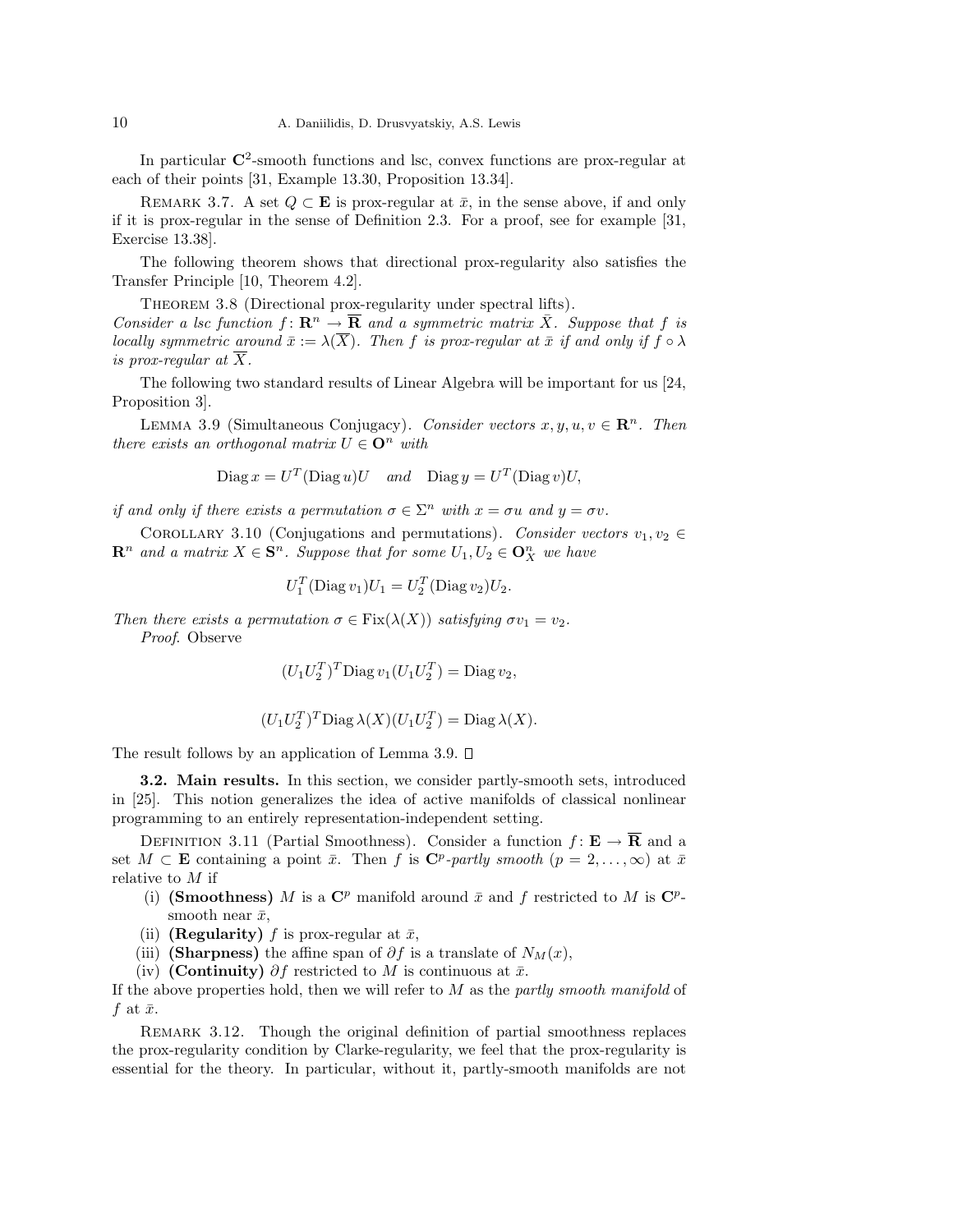In particular $\mathbf{C}^2$-smooth functions and lsc, convex functions are prox-regular at each of their points [31, Example 13.30, Proposition 13.34].

Remark 3.7. A set $Q \subset \mathbf{E}$ is prox-regular at $\bar{x}$, in the sense above, if and only if it is prox-regular in the sense of Definition 2.3. For a proof, see for example [31, Exercise 13.38].

The following theorem shows that directional prox-regularity also satisfies the Transfer Principle [10, Theorem 4.2].

Theorem 3.8 (Directional prox-regularity under spectral lifts). *Consider a lsc function $f\colon \mathbf{R}^n \to \overline{\mathbf{R}}$ and a symmetric matrix $\bar{X}$. Suppose that $f$ is locally symmetric around $\bar{x} := \lambda(\overline{X})$. Then $f$ is prox-regular at $\bar{x}$ if and only if $f \circ \lambda$ is prox-regular at $\overline{X}$.*

The following two standard results of Linear Algebra will be important for us [24, Proposition 3].

Lemma 3.9 (Simultaneous Conjugacy). *Consider vectors $x, y, u, v \in \mathbf{R}^n$. Then there exists an orthogonal matrix $U \in \mathbf{O}^n$ with*

$$\operatorname{Diag} x = U^T(\operatorname{Diag} u)U \quad \text{and} \quad \operatorname{Diag} y = U^T(\operatorname{Diag} v)U,$$

*if and only if there exists a permutation $\sigma \in \Sigma^n$ with $x = \sigma u$ and $y = \sigma v$.*

Corollary 3.10 (Conjugations and permutations). *Consider vectors $v_1, v_2 \in \mathbf{R}^n$ and a matrix $X \in \mathbf{S}^n$. Suppose that for some $U_1, U_2 \in \mathbf{O}^n_X$ we have*

$$U_1^T(\operatorname{Diag} v_1)U_1 = U_2^T(\operatorname{Diag} v_2)U_2.$$

*Then there exists a permutation $\sigma \in \operatorname{Fix}(\lambda(X))$ satisfying $\sigma v_1 = v_2$.*

*Proof.* Observe

$$(U_1U_2^T)^T \operatorname{Diag} v_1 (U_1U_2^T) = \operatorname{Diag} v_2,$$

$$(U_1U_2^T)^T \operatorname{Diag} \lambda(X) (U_1U_2^T) = \operatorname{Diag} \lambda(X).$$

The result follows by an application of Lemma 3.9. □

**3.2. Main results.** In this section, we consider partly-smooth sets, introduced in [25]. This notion generalizes the idea of active manifolds of classical nonlinear programming to an entirely representation-independent setting.

Definition 3.11 (Partial Smoothness). Consider a function $f\colon \mathbf{E} \to \overline{\mathbf{R}}$ and a set $M \subset \mathbf{E}$ containing a point $\bar{x}$. Then $f$ is $\mathbf{C}^p$*-partly smooth* ($p = 2, \ldots, \infty$) at $\bar{x}$ relative to $M$ if

(i) **(Smoothness)** $M$ is a $\mathbf{C}^p$ manifold around $\bar{x}$ and $f$ restricted to $M$ is $\mathbf{C}^p$-smooth near $\bar{x}$,

(ii) **(Regularity)** $f$ is prox-regular at $\bar{x}$,

(iii) **(Sharpness)** the affine span of $\partial f$ is a translate of $N_M(x)$,

(iv) **(Continuity)** $\partial f$ restricted to $M$ is continuous at $\bar{x}$.

If the above properties hold, then we will refer to $M$ as the *partly smooth manifold* of $f$ at $\bar{x}$.

Remark 3.12. Though the original definition of partial smoothness replaces the prox-regularity condition by Clarke-regularity, we feel that the prox-regularity is essential for the theory. In particular, without it, partly-smooth manifolds are not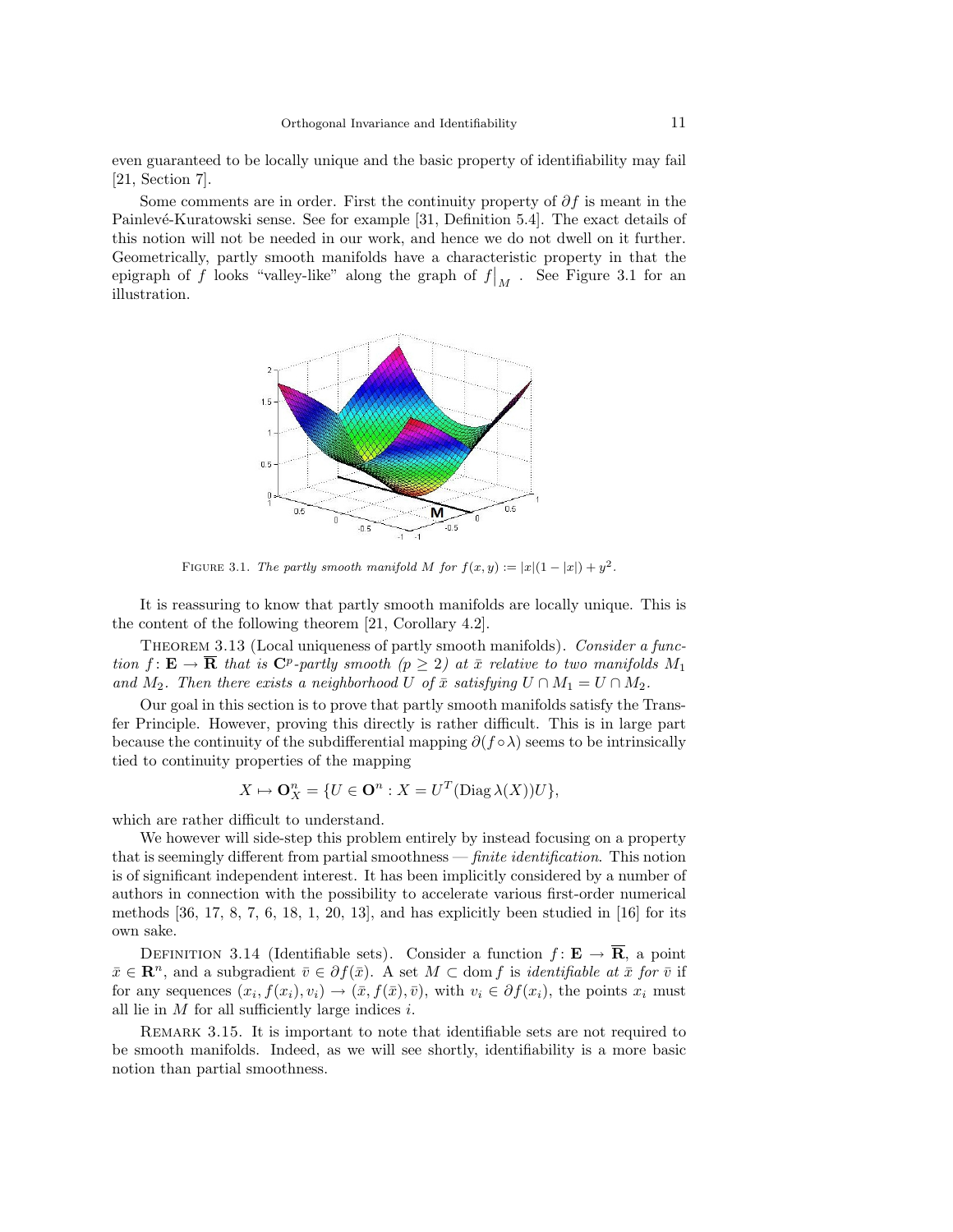even guaranteed to be locally unique and the basic property of identifiability may fail [21, Section 7].

Some comments are in order. First the continuity property of $\partial f$ is meant in the Painlevé-Kuratowski sense. See for example [31, Definition 5.4]. The exact details of this notion will not be needed in our work, and hence we do not dwell on it further. Geometrically, partly smooth manifolds have a characteristic property in that the epigraph of $f$ looks "valley-like" along the graph of $f\big|_M$. See Figure 3.1 for an illustration.

FIGURE 3.1. *The partly smooth manifold $M$ for $f(x, y) := |x|(1 - |x|) + y^2$.*

It is reassuring to know that partly smooth manifolds are locally unique. This is the content of the following theorem [21, Corollary 4.2].

THEOREM 3.13 (Local uniqueness of partly smooth manifolds). *Consider a function $f : \mathbf{E} \to \overline{\mathbf{R}}$ that is $\mathbf{C}^p$-partly smooth ($p \geq 2$) at $\bar{x}$ relative to two manifolds $M_1$ and $M_2$. Then there exists a neighborhood $U$ of $\bar{x}$ satisfying $U \cap M_1 = U \cap M_2$.*

Our goal in this section is to prove that partly smooth manifolds satisfy the Transfer Principle. However, proving this directly is rather difficult. This is in large part because the continuity of the subdifferential mapping $\partial(f \circ \lambda)$ seems to be intrinsically tied to continuity properties of the mapping

$$X \mapsto \mathbf{O}^n_X = \{U \in \mathbf{O}^n : X = U^T(\operatorname{Diag} \lambda(X))U\},$$

which are rather difficult to understand.

We however will side-step this problem entirely by instead focusing on a property that is seemingly different from partial smoothness — *finite identification*. This notion is of significant independent interest. It has been implicitly considered by a number of authors in connection with the possibility to accelerate various first-order numerical methods [36, 17, 8, 7, 6, 18, 1, 20, 13], and has explicitly been studied in [16] for its own sake.

DEFINITION 3.14 (Identifiable sets). Consider a function $f : \mathbf{E} \to \overline{\mathbf{R}}$, a point $\bar{x} \in \mathbf{R}^n$, and a subgradient $\bar{v} \in \partial f(\bar{x})$. A set $M \subset \operatorname{dom} f$ is *identifiable at $\bar{x}$ for $\bar{v}$* if for any sequences $(x_i, f(x_i), v_i) \to (\bar{x}, f(\bar{x}), \bar{v})$, with $v_i \in \partial f(x_i)$, the points $x_i$ must all lie in $M$ for all sufficiently large indices $i$.

REMARK 3.15. It is important to note that identifiable sets are not required to be smooth manifolds. Indeed, as we will see shortly, identifiability is a more basic notion than partial smoothness.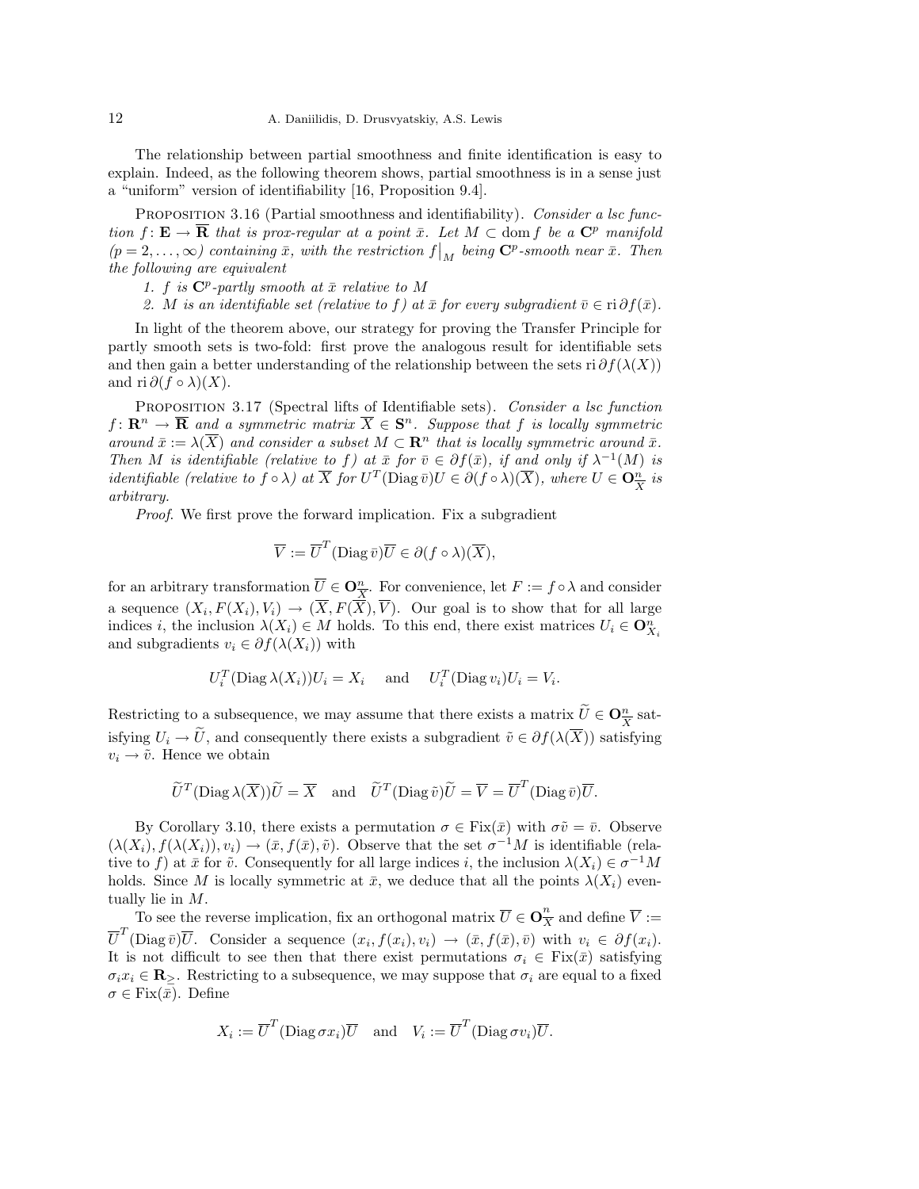The relationship between partial smoothness and finite identification is easy to explain. Indeed, as the following theorem shows, partial smoothness is in a sense just a "uniform" version of identifiability [16, Proposition 9.4].

Proposition 3.16 (Partial smoothness and identifiability). *Consider a lsc function $f\colon \mathbf{E} \to \overline{\mathbf{R}}$ that is prox-regular at a point $\bar{x}$. Let $M \subset \operatorname{dom} f$ be a $\mathbf{C}^p$ manifold ($p = 2, \ldots, \infty$) containing $\bar{x}$, with the restriction $f\big|_M$ being $\mathbf{C}^p$-smooth near $\bar{x}$. Then the following are equivalent*

1. *$f$ is $\mathbf{C}^p$-partly smooth at $\bar{x}$ relative to $M$*
2. *$M$ is an identifiable set (relative to $f$) at $\bar{x}$ for every subgradient $\bar{v} \in \operatorname{ri} \partial f(\bar{x})$.*

In light of the theorem above, our strategy for proving the Transfer Principle for partly smooth sets is two-fold: first prove the analogous result for identifiable sets and then gain a better understanding of the relationship between the sets $\operatorname{ri} \partial f(\lambda(X))$ and $\operatorname{ri} \partial (f \circ \lambda)(X)$.

Proposition 3.17 (Spectral lifts of Identifiable sets). *Consider a lsc function $f\colon \mathbf{R}^n \to \overline{\mathbf{R}}$ and a symmetric matrix $\overline{X} \in \mathbf{S}^n$. Suppose that $f$ is locally symmetric around $\bar{x} := \lambda(\overline{X})$ and consider a subset $M \subset \mathbf{R}^n$ that is locally symmetric around $\bar{x}$. Then $M$ is identifiable (relative to $f$) at $\bar{x}$ for $\bar{v} \in \partial f(\bar{x})$, if and only if $\lambda^{-1}(M)$ is identifiable (relative to $f \circ \lambda$) at $\overline{X}$ for $U^T (\operatorname{Diag} \bar{v}) U \in \partial (f \circ \lambda)(\overline{X})$, where $U \in \mathbf{O}^n_{\overline{X}}$ is arbitrary.*

*Proof.* We first prove the forward implication. Fix a subgradient

$$\overline{V} := \overline{U}^T (\operatorname{Diag} \bar{v}) \overline{U} \in \partial (f \circ \lambda)(\overline{X}),$$

for an arbitrary transformation $\overline{U} \in \mathbf{O}^n_{\overline{X}}$. For convenience, let $F := f \circ \lambda$ and consider a sequence $(X_i, F(X_i), V_i) \to (\overline{X}, F(\overline{X}), \overline{V})$. Our goal is to show that for all large indices $i$, the inclusion $\lambda(X_i) \in M$ holds. To this end, there exist matrices $U_i \in \mathbf{O}^n_{X_i}$ and subgradients $v_i \in \partial f(\lambda(X_i))$ with

$$U_i^T (\operatorname{Diag} \lambda(X_i)) U_i = X_i \quad \text{ and } \quad U_i^T (\operatorname{Diag} v_i) U_i = V_i.$$

Restricting to a subsequence, we may assume that there exists a matrix $\widetilde{U} \in \mathbf{O}^n_{\overline{X}}$ satisfying $U_i \to \widetilde{U}$, and consequently there exists a subgradient $\tilde{v} \in \partial f(\lambda(\overline{X}))$ satisfying $v_i \to \tilde{v}$. Hence we obtain

$$\widetilde{U}^T (\operatorname{Diag} \lambda(\overline{X})) \widetilde{U} = \overline{X} \quad \text{and} \quad \widetilde{U}^T (\operatorname{Diag} \tilde{v}) \widetilde{U} = \overline{V} = \overline{U}^T (\operatorname{Diag} \bar{v}) \overline{U}.$$

By Corollary 3.10, there exists a permutation $\sigma \in \operatorname{Fix}(\bar{x})$ with $\sigma \tilde{v} = \bar{v}$. Observe $(\lambda(X_i), f(\lambda(X_i)), v_i) \to (\bar{x}, f(\bar{x}), \tilde{v})$. Observe that the set $\sigma^{-1} M$ is identifiable (relative to $f$) at $\bar{x}$ for $\tilde{v}$. Consequently for all large indices $i$, the inclusion $\lambda(X_i) \in \sigma^{-1} M$ holds. Since $M$ is locally symmetric at $\bar{x}$, we deduce that all the points $\lambda(X_i)$ eventually lie in $M$.

To see the reverse implication, fix an orthogonal matrix $\overline{U} \in \mathbf{O}^n_{\overline{X}}$ and define $\overline{V} := \overline{U}^T (\operatorname{Diag} \bar{v}) \overline{U}$. Consider a sequence $(x_i, f(x_i), v_i) \to (\bar{x}, f(\bar{x}), \bar{v})$ with $v_i \in \partial f(x_i)$. It is not difficult to see then that there exist permutations $\sigma_i \in \operatorname{Fix}(\bar{x})$ satisfying $\sigma_i x_i \in \mathbf{R}_{\geq}$. Restricting to a subsequence, we may suppose that $\sigma_i$ are equal to a fixed $\sigma \in \operatorname{Fix}(\bar{x})$. Define

$$X_i := \overline{U}^T (\operatorname{Diag} \sigma x_i) \overline{U} \quad \text{and} \quad V_i := \overline{U}^T (\operatorname{Diag} \sigma v_i) \overline{U}.$$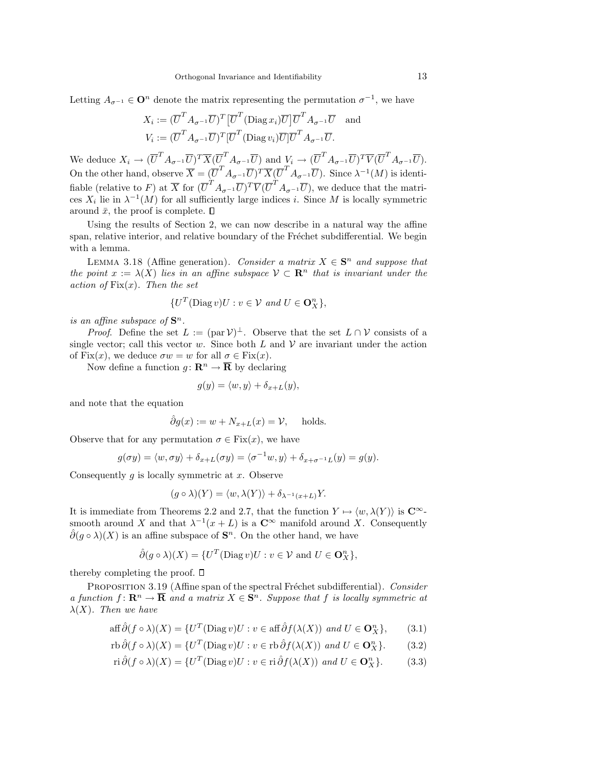Letting $A_{\sigma^{-1}} \in \mathbf{O}^n$ denote the matrix representing the permutation $\sigma^{-1}$, we have

$$X_i := (\overline{U}^T A_{\sigma^{-1}} \overline{U})^T \big[\overline{U}^T (\operatorname{Diag} x_i) \overline{U}\big] \overline{U}^T A_{\sigma^{-1}} \overline{U} \quad \text{and}$$
$$V_i := (\overline{U}^T A_{\sigma^{-1}} \overline{U})^T [\overline{U}^T (\operatorname{Diag} v_i) \overline{U}] \overline{U}^T A_{\sigma^{-1}} \overline{U}.$$

We deduce $X_i \to (\overline{U}^T A_{\sigma^{-1}} \overline{U})^T \overline{X} (\overline{U}^T A_{\sigma^{-1}} \overline{U})$ and $V_i \to (\overline{U}^T A_{\sigma^{-1}} \overline{U})^T \overline{V} (\overline{U}^T A_{\sigma^{-1}} \overline{U})$. On the other hand, observe $\overline{X} = (\overline{U}^T A_{\sigma^{-1}} \overline{U})^T \overline{X} (\overline{U}^T A_{\sigma^{-1}} \overline{U})$. Since $\lambda^{-1}(M)$ is identifiable (relative to $F$) at $\overline{X}$ for $(\overline{U}^T A_{\sigma^{-1}} \overline{U})^T \overline{V} (\overline{U}^T A_{\sigma^{-1}} \overline{U})$, we deduce that the matrices $X_i$ lie in $\lambda^{-1}(M)$ for all sufficiently large indices $i$. Since $M$ is locally symmetric around $\bar{x}$, the proof is complete. $\square$

Using the results of Section 2, we can now describe in a natural way the affine span, relative interior, and relative boundary of the Fréchet subdifferential. We begin with a lemma.

Lemma 3.18 (Affine generation). *Consider a matrix $X \in \mathbf{S}^n$ and suppose that the point $x := \lambda(X)$ lies in an affine subspace $\mathcal{V} \subset \mathbf{R}^n$ that is invariant under the action of $\operatorname{Fix}(x)$. Then the set*

$$\{U^T (\operatorname{Diag} v) U : v \in \mathcal{V} \text{ and } U \in \mathbf{O}^n_X\},$$

*is an affine subspace of $\mathbf{S}^n$.*

*Proof.* Define the set $L := (\operatorname{par} \mathcal{V})^{\perp}$. Observe that the set $L \cap \mathcal{V}$ consists of a single vector; call this vector $w$. Since both $L$ and $\mathcal{V}$ are invariant under the action of $\operatorname{Fix}(x)$, we deduce $\sigma w = w$ for all $\sigma \in \operatorname{Fix}(x)$.

Now define a function $g \colon \mathbf{R}^n \to \overline{\mathbf{R}}$ by declaring

$$g(y) = \langle w, y \rangle + \delta_{x+L}(y),$$

and note that the equation

$$\hat{\partial} g(x) := w + N_{x+L}(x) = \mathcal{V}, \quad \text{holds.}$$

Observe that for any permutation $\sigma \in \operatorname{Fix}(x)$, we have

$$g(\sigma y) = \langle w, \sigma y \rangle + \delta_{x+L}(\sigma y) = \langle \sigma^{-1} w, y \rangle + \delta_{x+\sigma^{-1}L}(y) = g(y).$$

Consequently $g$ is locally symmetric at $x$. Observe

$$(g \circ \lambda)(Y) = \langle w, \lambda(Y) \rangle + \delta_{\lambda^{-1}(x+L)} Y.$$

It is immediate from Theorems 2.2 and 2.7, that the function $Y \mapsto \langle w, \lambda(Y) \rangle$ is $\mathbf{C}^{\infty}$-smooth around $X$ and that $\lambda^{-1}(x + L)$ is a $\mathbf{C}^{\infty}$ manifold around $X$. Consequently $\hat{\partial}(g \circ \lambda)(X)$ is an affine subspace of $\mathbf{S}^n$. On the other hand, we have

$$\hat{\partial}(g \circ \lambda)(X) = \{U^T (\operatorname{Diag} v) U : v \in \mathcal{V} \text{ and } U \in \mathbf{O}^n_X\},$$

thereby completing the proof. $\square$

Proposition 3.19 (Affine span of the spectral Fréchet subdifferential). *Consider a function $f \colon \mathbf{R}^n \to \overline{\mathbf{R}}$ and a matrix $X \in \mathbf{S}^n$. Suppose that $f$ is locally symmetric at $\lambda(X)$. Then we have*

$$\operatorname{aff} \hat{\partial}(f \circ \lambda)(X) = \{U^T (\operatorname{Diag} v) U : v \in \operatorname{aff} \hat{\partial} f(\lambda(X)) \text{ and } U \in \mathbf{O}^n_X\}, \tag{3.1}$$

$$\operatorname{rb} \hat{\partial}(f \circ \lambda)(X) = \{U^T (\operatorname{Diag} v) U : v \in \operatorname{rb} \hat{\partial} f(\lambda(X)) \text{ and } U \in \mathbf{O}^n_X\}. \tag{3.2}$$

$$\operatorname{ri} \hat{\partial}(f \circ \lambda)(X) = \{U^T (\operatorname{Diag} v) U : v \in \operatorname{ri} \hat{\partial} f(\lambda(X)) \text{ and } U \in \mathbf{O}^n_X\}. \tag{3.3}$$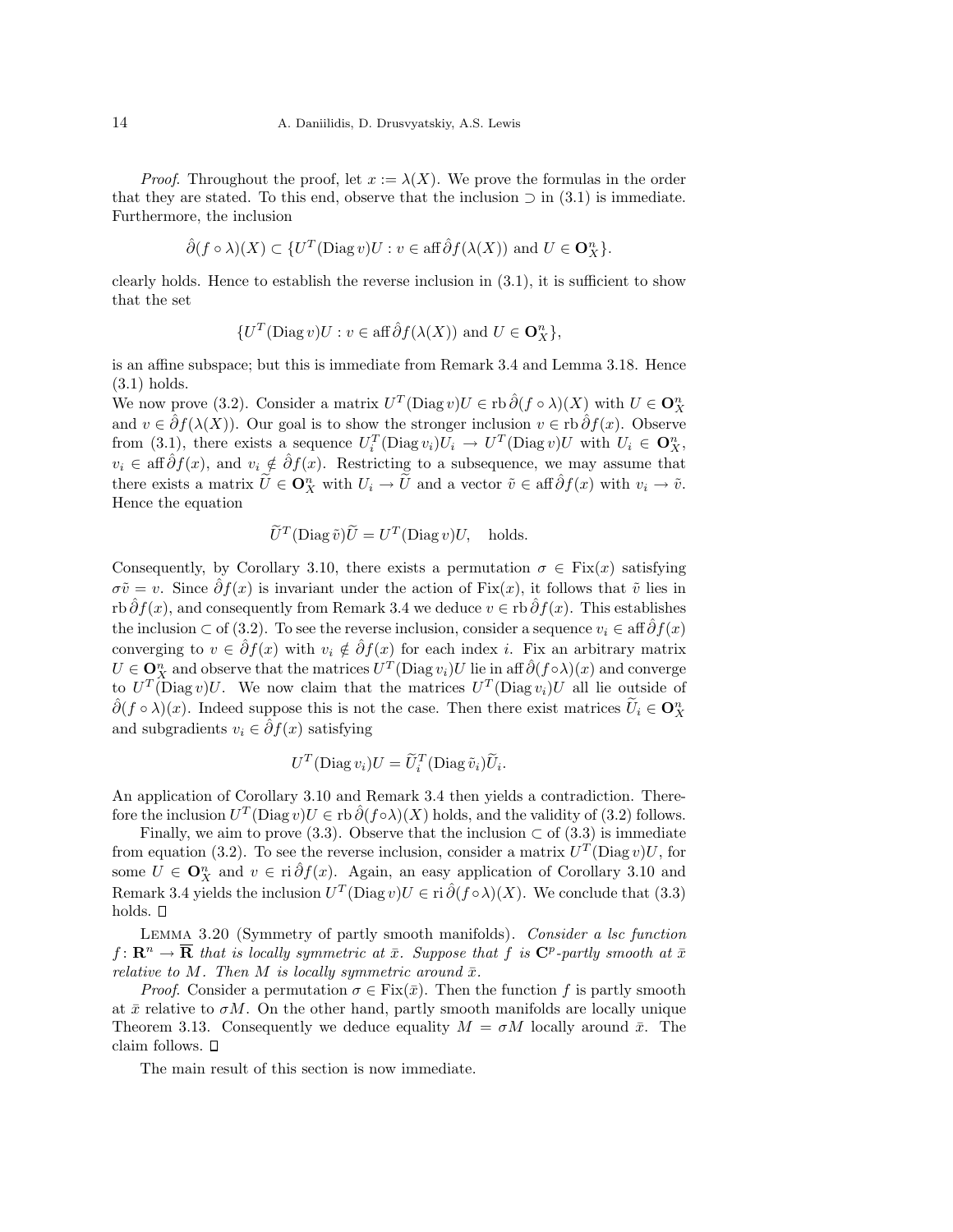*Proof.* Throughout the proof, let $x := \lambda(X)$. We prove the formulas in the order that they are stated. To this end, observe that the inclusion $\supset$ in (3.1) is immediate. Furthermore, the inclusion

$$\hat{\partial}(f \circ \lambda)(X) \subset \{U^T (\mathrm{Diag}\, v) U : v \in \mathrm{aff}\, \hat{\partial} f(\lambda(X)) \text{ and } U \in \mathbf{O}^n_X\}.$$

clearly holds. Hence to establish the reverse inclusion in (3.1), it is sufficient to show that the set

$$\{U^T (\mathrm{Diag}\, v) U : v \in \mathrm{aff}\, \hat{\partial} f(\lambda(X)) \text{ and } U \in \mathbf{O}^n_X\},$$

is an affine subspace; but this is immediate from Remark 3.4 and Lemma 3.18. Hence (3.1) holds.

We now prove (3.2). Consider a matrix $U^T (\mathrm{Diag}\, v) U \in \mathrm{rb}\, \hat{\partial}(f \circ \lambda)(X)$ with $U \in \mathbf{O}^n_X$ and $v \in \hat{\partial} f(\lambda(X))$. Our goal is to show the stronger inclusion $v \in \mathrm{rb}\, \hat{\partial} f(x)$. Observe from (3.1), there exists a sequence $U_i^T (\mathrm{Diag}\, v_i) U_i \to U^T (\mathrm{Diag}\, v) U$ with $U_i \in \mathbf{O}^n_X$, $v_i \in \mathrm{aff}\, \hat{\partial} f(x)$, and $v_i \notin \hat{\partial} f(x)$. Restricting to a subsequence, we may assume that there exists a matrix $\widetilde{U} \in \mathbf{O}^n_X$ with $U_i \to \widetilde{U}$ and a vector $\tilde{v} \in \mathrm{aff}\, \hat{\partial} f(x)$ with $v_i \to \tilde{v}$. Hence the equation

$$\widetilde{U}^T (\mathrm{Diag}\, \tilde{v}) \widetilde{U} = U^T (\mathrm{Diag}\, v) U, \quad \text{holds.}$$

Consequently, by Corollary 3.10, there exists a permutation $\sigma \in \mathrm{Fix}(x)$ satisfying $\sigma \tilde{v} = v$. Since $\hat{\partial} f(x)$ is invariant under the action of $\mathrm{Fix}(x)$, it follows that $\tilde{v}$ lies in $\mathrm{rb}\, \hat{\partial} f(x)$, and consequently from Remark 3.4 we deduce $v \in \mathrm{rb}\, \hat{\partial} f(x)$. This establishes the inclusion $\subset$ of (3.2). To see the reverse inclusion, consider a sequence $v_i \in \mathrm{aff}\, \hat{\partial} f(x)$ converging to $v \in \hat{\partial} f(x)$ with $v_i \notin \hat{\partial} f(x)$ for each index $i$. Fix an arbitrary matrix $U \in \mathbf{O}^n_X$ and observe that the matrices $U^T (\mathrm{Diag}\, v_i) U$ lie in $\mathrm{aff}\, \hat{\partial}(f \circ \lambda)(x)$ and converge to $U^T (\mathrm{Diag}\, v) U$. We now claim that the matrices $U^T (\mathrm{Diag}\, v_i) U$ all lie outside of $\hat{\partial}(f \circ \lambda)(x)$. Indeed suppose this is not the case. Then there exist matrices $\widetilde{U}_i \in \mathbf{O}^n_X$ and subgradients $v_i \in \hat{\partial} f(x)$ satisfying

$$U^T (\mathrm{Diag}\, v_i) U = \widetilde{U}_i^T (\mathrm{Diag}\, \tilde{v}_i) \widetilde{U}_i.$$

An application of Corollary 3.10 and Remark 3.4 then yields a contradiction. Therefore the inclusion $U^T (\mathrm{Diag}\, v) U \in \mathrm{rb}\, \hat{\partial}(f \circ \lambda)(X)$ holds, and the validity of (3.2) follows.

Finally, we aim to prove (3.3). Observe that the inclusion $\subset$ of (3.3) is immediate from equation (3.2). To see the reverse inclusion, consider a matrix $U^T (\mathrm{Diag}\, v) U$, for some $U \in \mathbf{O}^n_X$ and $v \in \mathrm{ri}\, \hat{\partial} f(x)$. Again, an easy application of Corollary 3.10 and Remark 3.4 yields the inclusion $U^T (\mathrm{Diag}\, v) U \in \mathrm{ri}\, \hat{\partial}(f \circ \lambda)(X)$. We conclude that (3.3) holds. □

LEMMA 3.20 (Symmetry of partly smooth manifolds). *Consider a lsc function $f \colon \mathbf{R}^n \to \overline{\mathbf{R}}$ that is locally symmetric at $\bar{x}$. Suppose that $f$ is $\mathbf{C}^p$-partly smooth at $\bar{x}$ relative to $M$. Then $M$ is locally symmetric around $\bar{x}$.*

*Proof.* Consider a permutation $\sigma \in \mathrm{Fix}(\bar{x})$. Then the function $f$ is partly smooth at $\bar{x}$ relative to $\sigma M$. On the other hand, partly smooth manifolds are locally unique Theorem 3.13. Consequently we deduce equality $M = \sigma M$ locally around $\bar{x}$. The claim follows. □

The main result of this section is now immediate.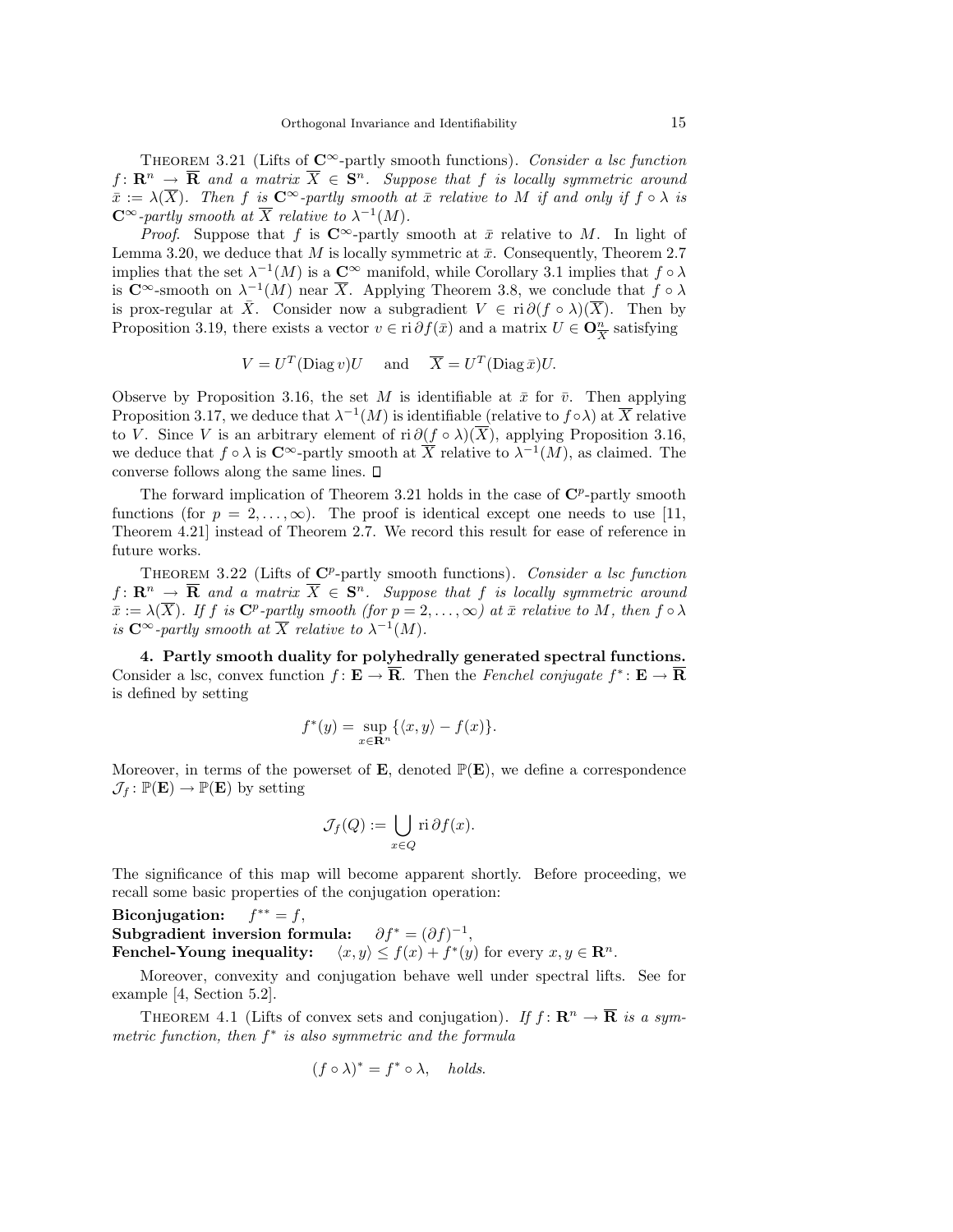THEOREM 3.21 (Lifts of $\mathbf{C}^\infty$-partly smooth functions). *Consider a lsc function $f\colon \mathbf{R}^n \to \overline{\mathbf{R}}$ and a matrix $\overline{X} \in \mathbf{S}^n$. Suppose that $f$ is locally symmetric around $\bar{x} := \lambda(\overline{X})$. Then $f$ is $\mathbf{C}^\infty$-partly smooth at $\bar{x}$ relative to $M$ if and only if $f \circ \lambda$ is $\mathbf{C}^\infty$-partly smooth at $\overline{X}$ relative to $\lambda^{-1}(M)$.*

*Proof.* Suppose that $f$ is $\mathbf{C}^\infty$-partly smooth at $\bar{x}$ relative to $M$. In light of Lemma 3.20, we deduce that $M$ is locally symmetric at $\bar{x}$. Consequently, Theorem 2.7 implies that the set $\lambda^{-1}(M)$ is a $\mathbf{C}^\infty$ manifold, while Corollary 3.1 implies that $f \circ \lambda$ is $\mathbf{C}^\infty$-smooth on $\lambda^{-1}(M)$ near $\overline{X}$. Applying Theorem 3.8, we conclude that $f \circ \lambda$ is prox-regular at $\bar{X}$. Consider now a subgradient $V \in \operatorname{ri} \partial(f \circ \lambda)(\overline{X})$. Then by Proposition 3.19, there exists a vector $v \in \operatorname{ri} \partial f(\bar{x})$ and a matrix $U \in \mathbf{O}^n_{\overline{X}}$ satisfying

$$V = U^T(\operatorname{Diag} v)U \quad \text{ and } \quad \overline{X} = U^T(\operatorname{Diag} \bar{x})U.$$

Observe by Proposition 3.16, the set $M$ is identifiable at $\bar{x}$ for $\bar{v}$. Then applying Proposition 3.17, we deduce that $\lambda^{-1}(M)$ is identifiable (relative to $f \circ \lambda$) at $\overline{X}$ relative to $V$. Since $V$ is an arbitrary element of $\operatorname{ri} \partial(f \circ \lambda)(\overline{X})$, applying Proposition 3.16, we deduce that $f \circ \lambda$ is $\mathbf{C}^\infty$-partly smooth at $\overline{X}$ relative to $\lambda^{-1}(M)$, as claimed. The converse follows along the same lines. $\square$

The forward implication of Theorem 3.21 holds in the case of $\mathbf{C}^p$-partly smooth functions (for $p = 2, \ldots, \infty$). The proof is identical except one needs to use [11, Theorem 4.21] instead of Theorem 2.7. We record this result for ease of reference in future works.

THEOREM 3.22 (Lifts of $\mathbf{C}^p$-partly smooth functions). *Consider a lsc function $f\colon \mathbf{R}^n \to \overline{\mathbf{R}}$ and a matrix $\overline{X} \in \mathbf{S}^n$. Suppose that $f$ is locally symmetric around $\bar{x} := \lambda(\overline{X})$. If $f$ is $\mathbf{C}^p$-partly smooth (for $p = 2, \ldots, \infty$) at $\bar{x}$ relative to $M$, then $f \circ \lambda$ is $\mathbf{C}^\infty$-partly smooth at $\overline{X}$ relative to $\lambda^{-1}(M)$.*

## 4. Partly smooth duality for polyhedrally generated spectral functions.

Consider a lsc, convex function $f\colon \mathbf{E} \to \overline{\mathbf{R}}$. Then the *Fenchel conjugate* $f^*\colon \mathbf{E} \to \overline{\mathbf{R}}$ is defined by setting

$$f^*(y) = \sup_{x \in \mathbf{R}^n} \{\langle x, y\rangle - f(x)\}.$$

Moreover, in terms of the powerset of $\mathbf{E}$, denoted $\mathbb{P}(\mathbf{E})$, we define a correspondence $\mathcal{J}_f\colon \mathbb{P}(\mathbf{E}) \to \mathbb{P}(\mathbf{E})$ by setting

$$\mathcal{J}_f(Q) := \bigcup_{x \in Q} \operatorname{ri} \partial f(x).$$

The significance of this map will become apparent shortly. Before proceeding, we recall some basic properties of the conjugation operation:

**Biconjugation:** $f^{**} = f$,
**Subgradient inversion formula:** $\partial f^* = (\partial f)^{-1}$,
**Fenchel-Young inequality:** $\langle x, y\rangle \leq f(x) + f^*(y)$ for every $x, y \in \mathbf{R}^n$.

Moreover, convexity and conjugation behave well under spectral lifts. See for example [4, Section 5.2].

THEOREM 4.1 (Lifts of convex sets and conjugation). *If $f\colon \mathbf{R}^n \to \overline{\mathbf{R}}$ is a symmetric function, then $f^*$ is also symmetric and the formula*

$$(f \circ \lambda)^* = f^* \circ \lambda, \quad \textit{holds.}$$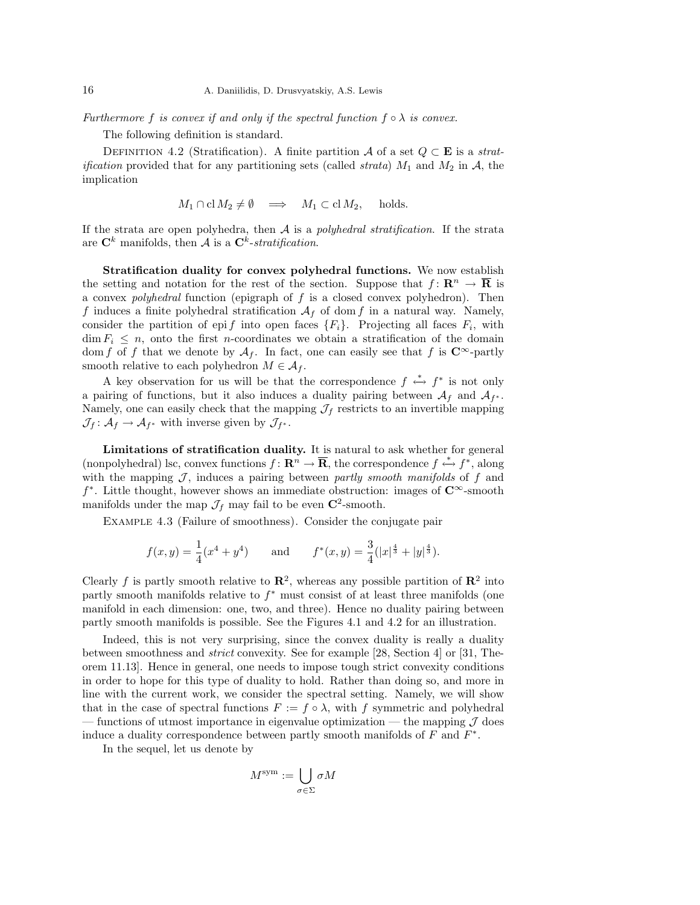*Furthermore $f$ is convex if and only if the spectral function $f \circ \lambda$ is convex.*

The following definition is standard.

Definition 4.2 (Stratification). A finite partition $\mathcal{A}$ of a set $Q \subset \mathbf{E}$ is a *stratification* provided that for any partitioning sets (called *strata*) $M_1$ and $M_2$ in $\mathcal{A}$, the implication

$$M_1 \cap \operatorname{cl} M_2 \neq \emptyset \quad \Longrightarrow \quad M_1 \subset \operatorname{cl} M_2, \quad \text{holds.}$$

If the strata are open polyhedra, then $\mathcal{A}$ is a *polyhedral stratification*. If the strata are $\mathbf{C}^k$ manifolds, then $\mathcal{A}$ is a $\mathbf{C}^k$*-stratification*.

**Stratification duality for convex polyhedral functions.** We now establish the setting and notation for the rest of the section. Suppose that $f \colon \mathbf{R}^n \to \overline{\mathbf{R}}$ is a convex *polyhedral* function (epigraph of $f$ is a closed convex polyhedron). Then $f$ induces a finite polyhedral stratification $\mathcal{A}_f$ of $\operatorname{dom} f$ in a natural way. Namely, consider the partition of $\operatorname{epi} f$ into open faces $\{F_i\}$. Projecting all faces $F_i$, with $\dim F_i \leq n$, onto the first $n$-coordinates we obtain a stratification of the domain $\operatorname{dom} f$ of $f$ that we denote by $\mathcal{A}_f$. In fact, one can easily see that $f$ is $\mathbf{C}^\infty$-partly smooth relative to each polyhedron $M \in \mathcal{A}_f$.

A key observation for us will be that the correspondence $f \overset{*}{\longleftrightarrow} f^*$ is not only a pairing of functions, but it also induces a duality pairing between $\mathcal{A}_f$ and $\mathcal{A}_{f^*}$. Namely, one can easily check that the mapping $\mathcal{J}_f$ restricts to an invertible mapping $\mathcal{J}_f \colon \mathcal{A}_f \to \mathcal{A}_{f^*}$ with inverse given by $\mathcal{J}_{f^*}$.

**Limitations of stratification duality.** It is natural to ask whether for general (nonpolyhedral) lsc, convex functions $f \colon \mathbf{R}^n \to \overline{\mathbf{R}}$, the correspondence $f \overset{*}{\longleftrightarrow} f^*$, along with the mapping $\mathcal{J}$, induces a pairing between *partly smooth manifolds* of $f$ and $f^*$. Little thought, however shows an immediate obstruction: images of $\mathbf{C}^\infty$-smooth manifolds under the map $\mathcal{J}_f$ may fail to be even $\mathbf{C}^2$-smooth.

Example 4.3 (Failure of smoothness). Consider the conjugate pair

$$f(x,y) = \frac{1}{4}(x^4 + y^4) \qquad \text{and} \qquad f^*(x,y) = \frac{3}{4}(|x|^{\frac{4}{3}} + |y|^{\frac{4}{3}}).$$

Clearly $f$ is partly smooth relative to $\mathbf{R}^2$, whereas any possible partition of $\mathbf{R}^2$ into partly smooth manifolds relative to $f^*$ must consist of at least three manifolds (one manifold in each dimension: one, two, and three). Hence no duality pairing between partly smooth manifolds is possible. See the Figures 4.1 and 4.2 for an illustration.

Indeed, this is not very surprising, since the convex duality is really a duality between smoothness and *strict* convexity. See for example [28, Section 4] or [31, Theorem 11.13]. Hence in general, one needs to impose tough strict convexity conditions in order to hope for this type of duality to hold. Rather than doing so, and more in line with the current work, we consider the spectral setting. Namely, we will show that in the case of spectral functions $F := f \circ \lambda$, with $f$ symmetric and polyhedral — functions of utmost importance in eigenvalue optimization — the mapping $\mathcal{J}$ does induce a duality correspondence between partly smooth manifolds of $F$ and $F^*$.

In the sequel, let us denote by

$$M^{\mathrm{sym}} := \bigcup_{\sigma \in \Sigma} \sigma M$$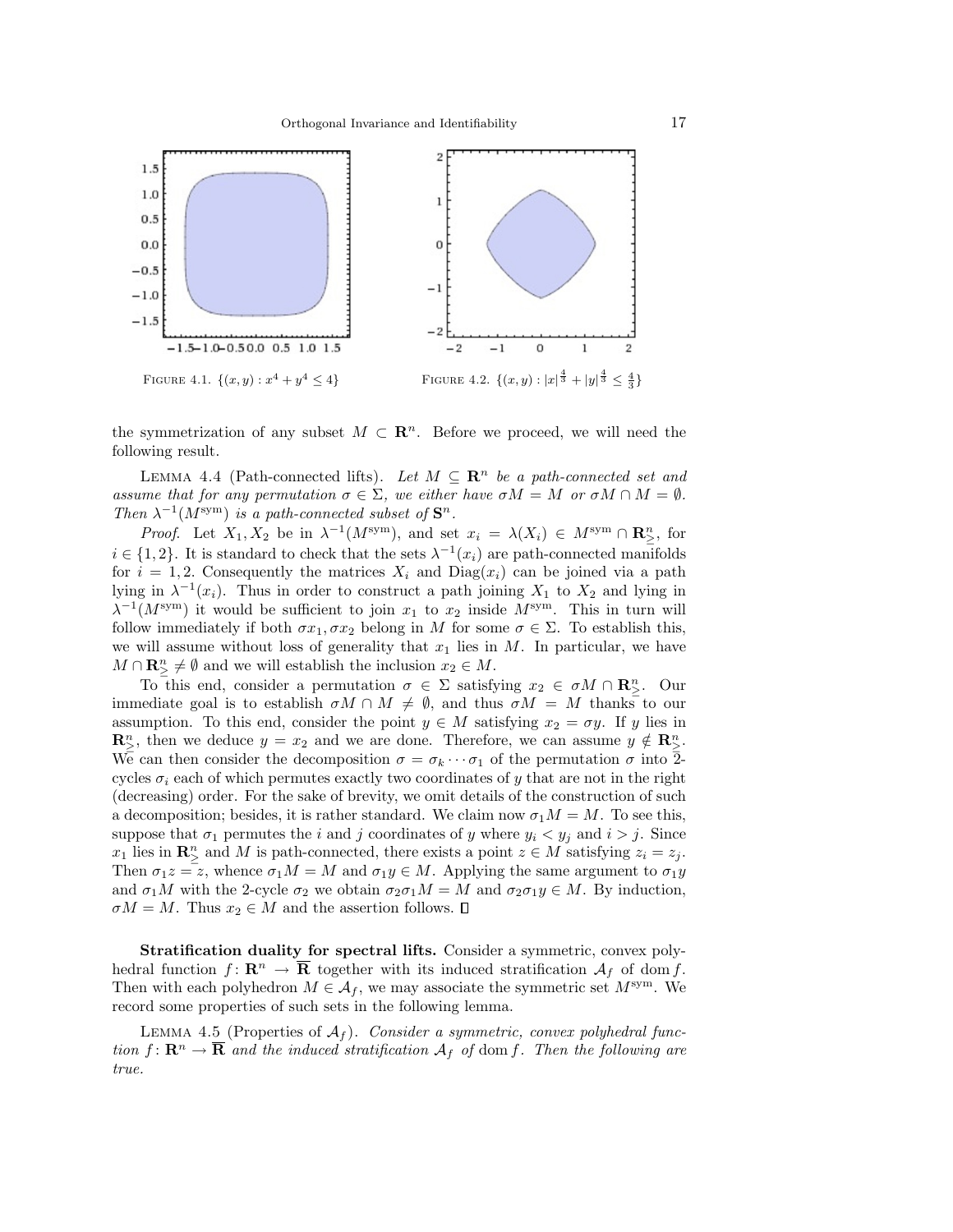FIGURE 4.1. $\{(x,y) : x^4 + y^4 \leq 4\}$

FIGURE 4.2. $\{(x,y) : |x|^{\frac{4}{3}} + |y|^{\frac{4}{3}} \leq \frac{4}{3}\}$

the symmetrization of any subset $M \subset \mathbf{R}^n$. Before we proceed, we will need the following result.

LEMMA 4.4 (Path-connected lifts). *Let $M \subseteq \mathbf{R}^n$ be a path-connected set and assume that for any permutation $\sigma \in \Sigma$, we either have $\sigma M = M$ or $\sigma M \cap M = \emptyset$. Then $\lambda^{-1}(M^{\mathrm{sym}})$ is a path-connected subset of $\mathbf{S}^n$.*

*Proof.* Let $X_1, X_2$ be in $\lambda^{-1}(M^{\mathrm{sym}})$, and set $x_i = \lambda(X_i) \in M^{\mathrm{sym}} \cap \mathbf{R}^n_{\geq}$, for $i \in \{1, 2\}$. It is standard to check that the sets $\lambda^{-1}(x_i)$ are path-connected manifolds for $i = 1, 2$. Consequently the matrices $X_i$ and $\mathrm{Diag}(x_i)$ can be joined via a path lying in $\lambda^{-1}(x_i)$. Thus in order to construct a path joining $X_1$ to $X_2$ and lying in $\lambda^{-1}(M^{\mathrm{sym}})$ it would be sufficient to join $x_1$ to $x_2$ inside $M^{\mathrm{sym}}$. This in turn will follow immediately if both $\sigma x_1, \sigma x_2$ belong in $M$ for some $\sigma \in \Sigma$. To establish this, we will assume without loss of generality that $x_1$ lies in $M$. In particular, we have $M \cap \mathbf{R}^n_{\geq} \neq \emptyset$ and we will establish the inclusion $x_2 \in M$.

To this end, consider a permutation $\sigma \in \Sigma$ satisfying $x_2 \in \sigma M \cap \mathbf{R}^n_{\geq}$. Our immediate goal is to establish $\sigma M \cap M \neq \emptyset$, and thus $\sigma M = M$ thanks to our assumption. To this end, consider the point $y \in M$ satisfying $x_2 = \sigma y$. If $y$ lies in $\mathbf{R}^n_{\geq}$, then we deduce $y = x_2$ and we are done. Therefore, we can assume $y \notin \mathbf{R}^n_{\geq}$. We can then consider the decomposition $\sigma = \sigma_k \cdots \sigma_1$ of the permutation $\sigma$ into 2-cycles $\sigma_i$ each of which permutes exactly two coordinates of $y$ that are not in the right (decreasing) order. For the sake of brevity, we omit details of the construction of such a decomposition; besides, it is rather standard. We claim now $\sigma_1 M = M$. To see this, suppose that $\sigma_1$ permutes the $i$ and $j$ coordinates of $y$ where $y_i < y_j$ and $i > j$. Since $x_1$ lies in $\mathbf{R}^n_{\geq}$ and $M$ is path-connected, there exists a point $z \in M$ satisfying $z_i = z_j$. Then $\sigma_1 z = z$, whence $\sigma_1 M = M$ and $\sigma_1 y \in M$. Applying the same argument to $\sigma_1 y$ and $\sigma_1 M$ with the 2-cycle $\sigma_2$ we obtain $\sigma_2\sigma_1 M = M$ and $\sigma_2\sigma_1 y \in M$. By induction, $\sigma M = M$. Thus $x_2 \in M$ and the assertion follows. $\square$

**Stratification duality for spectral lifts.** Consider a symmetric, convex polyhedral function $f \colon \mathbf{R}^n \to \overline{\mathbf{R}}$ together with its induced stratification $\mathcal{A}_f$ of $\mathrm{dom}\, f$. Then with each polyhedron $M \in \mathcal{A}_f$, we may associate the symmetric set $M^{\mathrm{sym}}$. We record some properties of such sets in the following lemma.

LEMMA 4.5 (Properties of $\mathcal{A}_f$). *Consider a symmetric, convex polyhedral function $f \colon \mathbf{R}^n \to \overline{\mathbf{R}}$ and the induced stratification $\mathcal{A}_f$ of $\mathrm{dom}\, f$. Then the following are true.*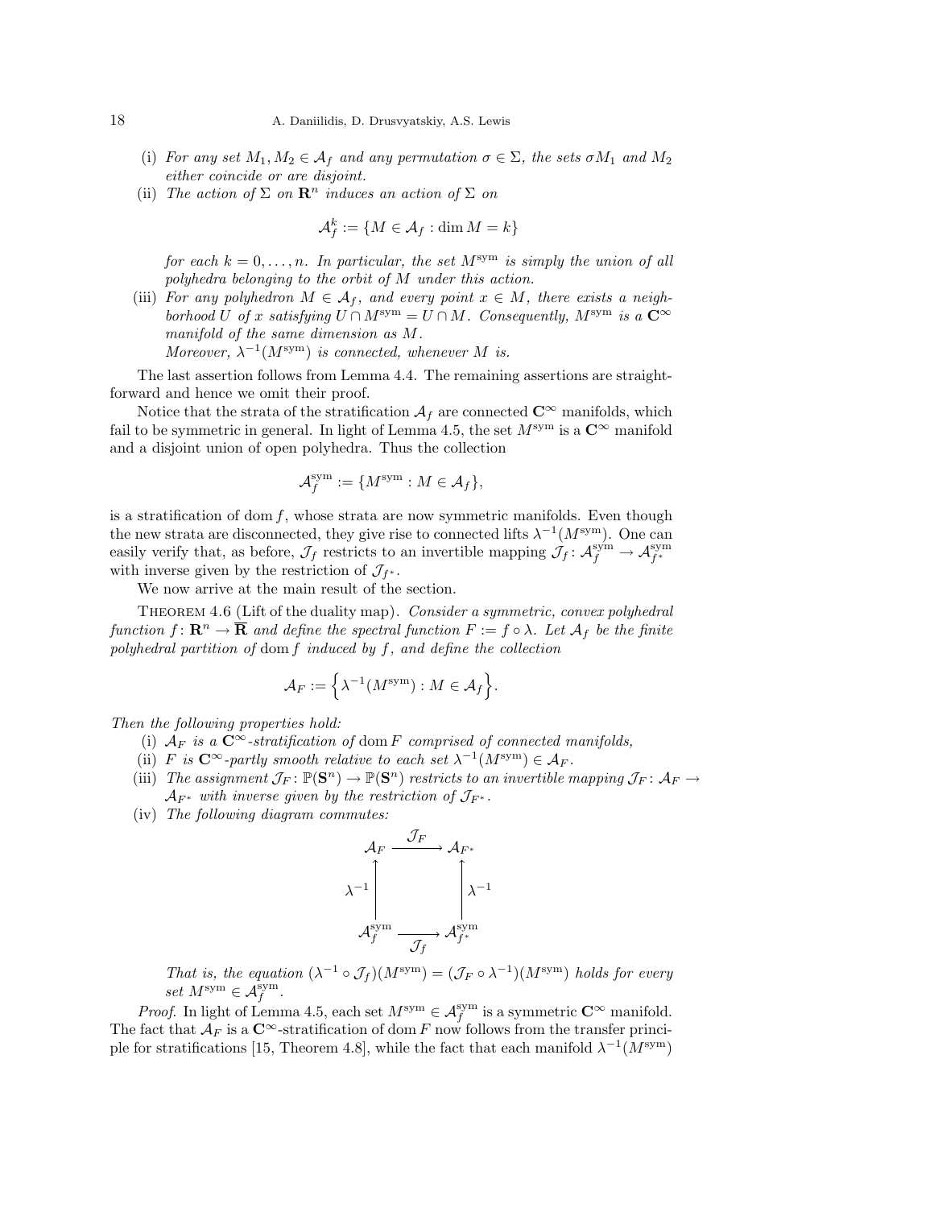(i) *For any set $M_1, M_2 \in \mathcal{A}_f$ and any permutation $\sigma \in \Sigma$, the sets $\sigma M_1$ and $M_2$ either coincide or are disjoint.*

(ii) *The action of $\Sigma$ on $\mathbf{R}^n$ induces an action of $\Sigma$ on*

$$\mathcal{A}_f^k := \{M \in \mathcal{A}_f : \dim M = k\}$$

*for each $k = 0, \ldots, n$. In particular, the set $M^{\text{sym}}$ is simply the union of all polyhedra belonging to the orbit of $M$ under this action.*

(iii) *For any polyhedron $M \in \mathcal{A}_f$, and every point $x \in M$, there exists a neighborhood $U$ of $x$ satisfying $U \cap M^{\text{sym}} = U \cap M$. Consequently, $M^{\text{sym}}$ is a $\mathbf{C}^\infty$ manifold of the same dimension as $M$.*
*Moreover, $\lambda^{-1}(M^{\text{sym}})$ is connected, whenever $M$ is.*

The last assertion follows from Lemma 4.4. The remaining assertions are straightforward and hence we omit their proof.

Notice that the strata of the stratification $\mathcal{A}_f$ are connected $\mathbf{C}^\infty$ manifolds, which fail to be symmetric in general. In light of Lemma 4.5, the set $M^{\text{sym}}$ is a $\mathbf{C}^\infty$ manifold and a disjoint union of open polyhedra. Thus the collection

$$\mathcal{A}_f^{\text{sym}} := \{M^{\text{sym}} : M \in \mathcal{A}_f\},$$

is a stratification of $\operatorname{dom} f$, whose strata are now symmetric manifolds. Even though the new strata are disconnected, they give rise to connected lifts $\lambda^{-1}(M^{\text{sym}})$. One can easily verify that, as before, $\mathcal{J}_f$ restricts to an invertible mapping $\mathcal{J}_f \colon \mathcal{A}_f^{\text{sym}} \to \mathcal{A}_{f^*}^{\text{sym}}$ with inverse given by the restriction of $\mathcal{J}_{f^*}$.

We now arrive at the main result of the section.

Theorem 4.6 (Lift of the duality map). *Consider a symmetric, convex polyhedral function $f \colon \mathbf{R}^n \to \overline{\mathbf{R}}$ and define the spectral function $F := f \circ \lambda$. Let $\mathcal{A}_f$ be the finite polyhedral partition of $\operatorname{dom} f$ induced by $f$, and define the collection*

$$\mathcal{A}_F := \Big\{\lambda^{-1}(M^{\text{sym}}) : M \in \mathcal{A}_f\Big\}.$$

*Then the following properties hold:*

(i) *$\mathcal{A}_F$ is a $\mathbf{C}^\infty$-stratification of $\operatorname{dom} F$ comprised of connected manifolds,*

(ii) *$F$ is $\mathbf{C}^\infty$-partly smooth relative to each set $\lambda^{-1}(M^{\text{sym}}) \in \mathcal{A}_F$.*

(iii) *The assignment $\mathcal{J}_F \colon \mathbb{P}(\mathbf{S}^n) \to \mathbb{P}(\mathbf{S}^n)$ restricts to an invertible mapping $\mathcal{J}_F \colon \mathcal{A}_F \to \mathcal{A}_{F^*}$ with inverse given by the restriction of $\mathcal{J}_{F^*}$.*

(iv) *The following diagram commutes:*

$$\begin{array}{ccc}
\mathcal{A}_F & \xrightarrow{\;\mathcal{J}_F\;} & \mathcal{A}_{F^*} \\
\Big\uparrow \lambda^{-1} & & \Big\uparrow \lambda^{-1} \\
\mathcal{A}_f^{\text{sym}} & \xrightarrow[\;\mathcal{J}_f\;]{} & \mathcal{A}_{f^*}^{\text{sym}}
\end{array}$$

*That is, the equation $(\lambda^{-1} \circ \mathcal{J}_f)(M^{\text{sym}}) = (\mathcal{J}_F \circ \lambda^{-1})(M^{\text{sym}})$ holds for every set $M^{\text{sym}} \in \mathcal{A}_f^{\text{sym}}$.*

*Proof.* In light of Lemma 4.5, each set $M^{\text{sym}} \in \mathcal{A}_f^{\text{sym}}$ is a symmetric $\mathbf{C}^\infty$ manifold. The fact that $\mathcal{A}_F$ is a $\mathbf{C}^\infty$-stratification of $\operatorname{dom} F$ now follows from the transfer principle for stratifications [15, Theorem 4.8], while the fact that each manifold $\lambda^{-1}(M^{\text{sym}})$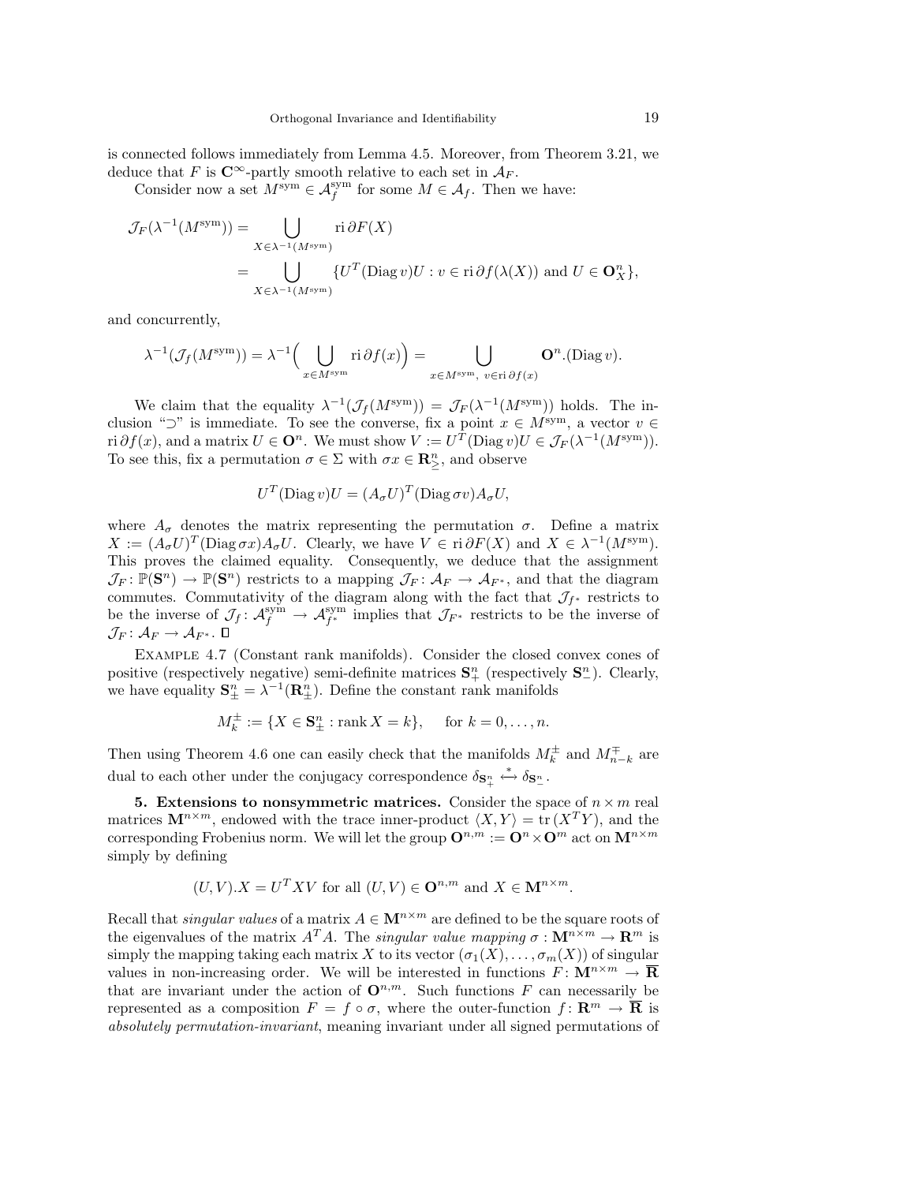is connected follows immediately from Lemma 4.5. Moreover, from Theorem 3.21, we deduce that $F$ is $\mathbf{C}^\infty$-partly smooth relative to each set in $\mathcal{A}_F$.

Consider now a set $M^{\text{sym}} \in \mathcal{A}_f^{\text{sym}}$ for some $M \in \mathcal{A}_f$. Then we have:

$$\begin{aligned}
\mathcal{J}_F(\lambda^{-1}(M^{\text{sym}})) &= \bigcup_{X \in \lambda^{-1}(M^{\text{sym}})} \operatorname{ri} \partial F(X) \\
&= \bigcup_{X \in \lambda^{-1}(M^{\text{sym}})} \{U^T (\operatorname{Diag} v) U : v \in \operatorname{ri} \partial f(\lambda(X)) \text{ and } U \in \mathbf{O}^n_X\},
\end{aligned}$$

and concurrently,

$$\lambda^{-1}(\mathcal{J}_f(M^{\text{sym}})) = \lambda^{-1}\Big( \bigcup_{x \in M^{\text{sym}}} \operatorname{ri} \partial f(x) \Big) = \bigcup_{x \in M^{\text{sym}},\ v \in \operatorname{ri} \partial f(x)} \mathbf{O}^n.(\operatorname{Diag} v).$$

We claim that the equality $\lambda^{-1}(\mathcal{J}_f(M^{\text{sym}})) = \mathcal{J}_F(\lambda^{-1}(M^{\text{sym}}))$ holds. The inclusion "$\supset$" is immediate. To see the converse, fix a point $x \in M^{\text{sym}}$, a vector $v \in \operatorname{ri} \partial f(x)$, and a matrix $U \in \mathbf{O}^n$. We must show $V := U^T (\operatorname{Diag} v) U \in \mathcal{J}_F(\lambda^{-1}(M^{\text{sym}}))$. To see this, fix a permutation $\sigma \in \Sigma$ with $\sigma x \in \mathbf{R}^n_{\geq}$, and observe

$$U^T (\operatorname{Diag} v) U = (A_\sigma U)^T (\operatorname{Diag} \sigma v) A_\sigma U,$$

where $A_\sigma$ denotes the matrix representing the permutation $\sigma$. Define a matrix $X := (A_\sigma U)^T (\operatorname{Diag} \sigma x) A_\sigma U$. Clearly, we have $V \in \operatorname{ri} \partial F(X)$ and $X \in \lambda^{-1}(M^{\text{sym}})$. This proves the claimed equality. Consequently, we deduce that the assignment $\mathcal{J}_F : \mathbb{P}(\mathbf{S}^n) \to \mathbb{P}(\mathbf{S}^n)$ restricts to a mapping $\mathcal{J}_F : \mathcal{A}_F \to \mathcal{A}_{F^*}$, and that the diagram commutes. Commutativity of the diagram along with the fact that $\mathcal{J}_{f^*}$ restricts to be the inverse of $\mathcal{J}_f : \mathcal{A}_f^{\text{sym}} \to \mathcal{A}_{f^*}^{\text{sym}}$ implies that $\mathcal{J}_{F^*}$ restricts to be the inverse of $\mathcal{J}_F : \mathcal{A}_F \to \mathcal{A}_{F^*}$. $\square$

Example 4.7 (Constant rank manifolds). Consider the closed convex cones of positive (respectively negative) semi-definite matrices $\mathbf{S}^n_+$ (respectively $\mathbf{S}^n_-$). Clearly, we have equality $\mathbf{S}^n_\pm = \lambda^{-1}(\mathbf{R}^n_\pm)$. Define the constant rank manifolds

$$M_k^\pm := \{X \in \mathbf{S}^n_\pm : \operatorname{rank} X = k\}, \quad \text{for } k = 0, \ldots, n.$$

Then using Theorem 4.6 one can easily check that the manifolds $M_k^\pm$ and $M_{n-k}^\mp$ are dual to each other under the conjugacy correspondence $\delta_{\mathbf{S}^n_+} \stackrel{*}{\longleftrightarrow} \delta_{\mathbf{S}^n_-}$.

**5. Extensions to nonsymmetric matrices.** Consider the space of $n \times m$ real matrices $\mathbf{M}^{n \times m}$, endowed with the trace inner-product $\langle X, Y \rangle = \operatorname{tr}(X^T Y)$, and the corresponding Frobenius norm. We will let the group $\mathbf{O}^{n,m} := \mathbf{O}^n \times \mathbf{O}^m$ act on $\mathbf{M}^{n \times m}$ simply by defining

$$(U, V).X = U^T X V \text{ for all } (U, V) \in \mathbf{O}^{n,m} \text{ and } X \in \mathbf{M}^{n \times m}.$$

Recall that *singular values* of a matrix $A \in \mathbf{M}^{n \times m}$ are defined to be the square roots of the eigenvalues of the matrix $A^T A$. The *singular value mapping* $\sigma : \mathbf{M}^{n \times m} \to \mathbf{R}^m$ is simply the mapping taking each matrix $X$ to its vector $(\sigma_1(X), \ldots, \sigma_m(X))$ of singular values in non-increasing order. We will be interested in functions $F : \mathbf{M}^{n \times m} \to \overline{\mathbf{R}}$ that are invariant under the action of $\mathbf{O}^{n,m}$. Such functions $F$ can necessarily be represented as a composition $F = f \circ \sigma$, where the outer-function $f : \mathbf{R}^m \to \overline{\mathbf{R}}$ is *absolutely permutation-invariant*, meaning invariant under all signed permutations of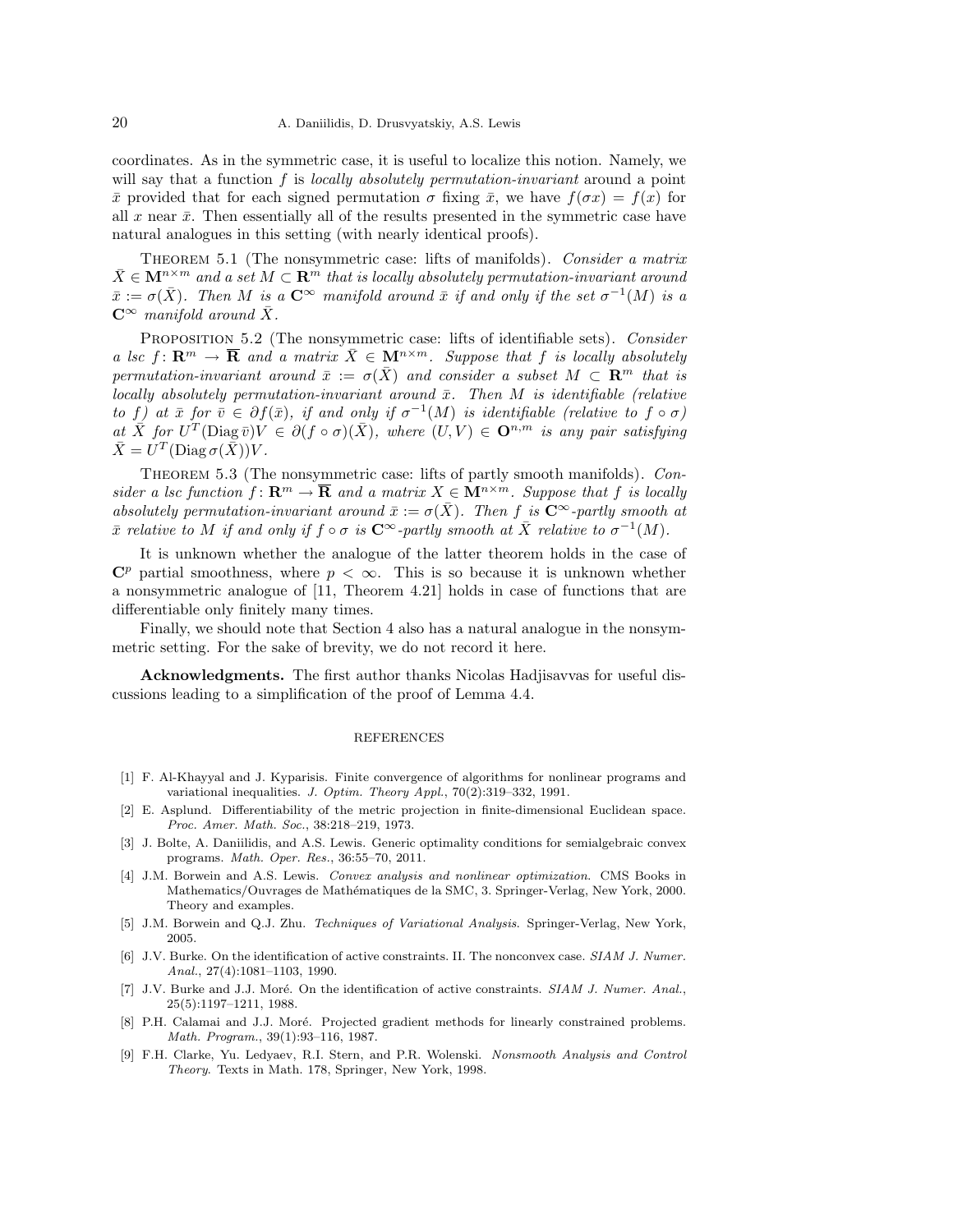coordinates. As in the symmetric case, it is useful to localize this notion. Namely, we will say that a function $f$ is *locally absolutely permutation-invariant* around a point $\bar{x}$ provided that for each signed permutation $\sigma$ fixing $\bar{x}$, we have $f(\sigma x) = f(x)$ for all $x$ near $\bar{x}$. Then essentially all of the results presented in the symmetric case have natural analogues in this setting (with nearly identical proofs).

THEOREM 5.1 (The nonsymmetric case: lifts of manifolds). *Consider a matrix $\bar{X} \in \mathbf{M}^{n\times m}$ and a set $M \subset \mathbf{R}^m$ that is locally absolutely permutation-invariant around $\bar{x} := \sigma(\bar{X})$. Then $M$ is a $\mathbf{C}^\infty$ manifold around $\bar{x}$ if and only if the set $\sigma^{-1}(M)$ is a $\mathbf{C}^\infty$ manifold around $\bar{X}$.*

PROPOSITION 5.2 (The nonsymmetric case: lifts of identifiable sets). *Consider a lsc $f\colon \mathbf{R}^m \to \overline{\mathbf{R}}$ and a matrix $\bar{X} \in \mathbf{M}^{n\times m}$. Suppose that $f$ is locally absolutely permutation-invariant around $\bar{x} := \sigma(\bar{X})$ and consider a subset $M \subset \mathbf{R}^m$ that is locally absolutely permutation-invariant around $\bar{x}$. Then $M$ is identifiable (relative to $f$) at $\bar{x}$ for $\bar{v} \in \partial f(\bar{x})$, if and only if $\sigma^{-1}(M)$ is identifiable (relative to $f \circ \sigma$) at $\bar{X}$ for $U^T(\operatorname{Diag} \bar{v})V \in \partial(f \circ \sigma)(\bar{X})$, where $(U, V) \in \mathbf{O}^{n,m}$ is any pair satisfying $\bar{X} = U^T(\operatorname{Diag} \sigma(\bar{X}))V$.*

THEOREM 5.3 (The nonsymmetric case: lifts of partly smooth manifolds). *Consider a lsc function $f\colon \mathbf{R}^m \to \overline{\mathbf{R}}$ and a matrix $X \in \mathbf{M}^{n\times m}$. Suppose that $f$ is locally absolutely permutation-invariant around $\bar{x} := \sigma(\bar{X})$. Then $f$ is $\mathbf{C}^\infty$-partly smooth at $\bar{x}$ relative to $M$ if and only if $f \circ \sigma$ is $\mathbf{C}^\infty$-partly smooth at $\bar{X}$ relative to $\sigma^{-1}(M)$.*

It is unknown whether the analogue of the latter theorem holds in the case of $\mathbf{C}^p$ partial smoothness, where $p < \infty$. This is so because it is unknown whether a nonsymmetric analogue of [11, Theorem 4.21] holds in case of functions that are differentiable only finitely many times.

Finally, we should note that Section 4 also has a natural analogue in the nonsymmetric setting. For the sake of brevity, we do not record it here.

**Acknowledgments.** The first author thanks Nicolas Hadjisavvas for useful discussions leading to a simplification of the proof of Lemma 4.4.

## REFERENCES

- [1] F. Al-Khayyal and J. Kyparisis. Finite convergence of algorithms for nonlinear programs and variational inequalities. *J. Optim. Theory Appl.*, 70(2):319–332, 1991.
- [2] E. Asplund. Differentiability of the metric projection in finite-dimensional Euclidean space. *Proc. Amer. Math. Soc.*, 38:218–219, 1973.
- [3] J. Bolte, A. Daniilidis, and A.S. Lewis. Generic optimality conditions for semialgebraic convex programs. *Math. Oper. Res.*, 36:55–70, 2011.
- [4] J.M. Borwein and A.S. Lewis. *Convex analysis and nonlinear optimization*. CMS Books in Mathematics/Ouvrages de Mathématiques de la SMC, 3. Springer-Verlag, New York, 2000. Theory and examples.
- [5] J.M. Borwein and Q.J. Zhu. *Techniques of Variational Analysis*. Springer-Verlag, New York, 2005.
- [6] J.V. Burke. On the identification of active constraints. II. The nonconvex case. *SIAM J. Numer. Anal.*, 27(4):1081–1103, 1990.
- [7] J.V. Burke and J.J. Moré. On the identification of active constraints. *SIAM J. Numer. Anal.*, 25(5):1197–1211, 1988.
- [8] P.H. Calamai and J.J. Moré. Projected gradient methods for linearly constrained problems. *Math. Program.*, 39(1):93–116, 1987.
- [9] F.H. Clarke, Yu. Ledyaev, R.I. Stern, and P.R. Wolenski. *Nonsmooth Analysis and Control Theory*. Texts in Math. 178, Springer, New York, 1998.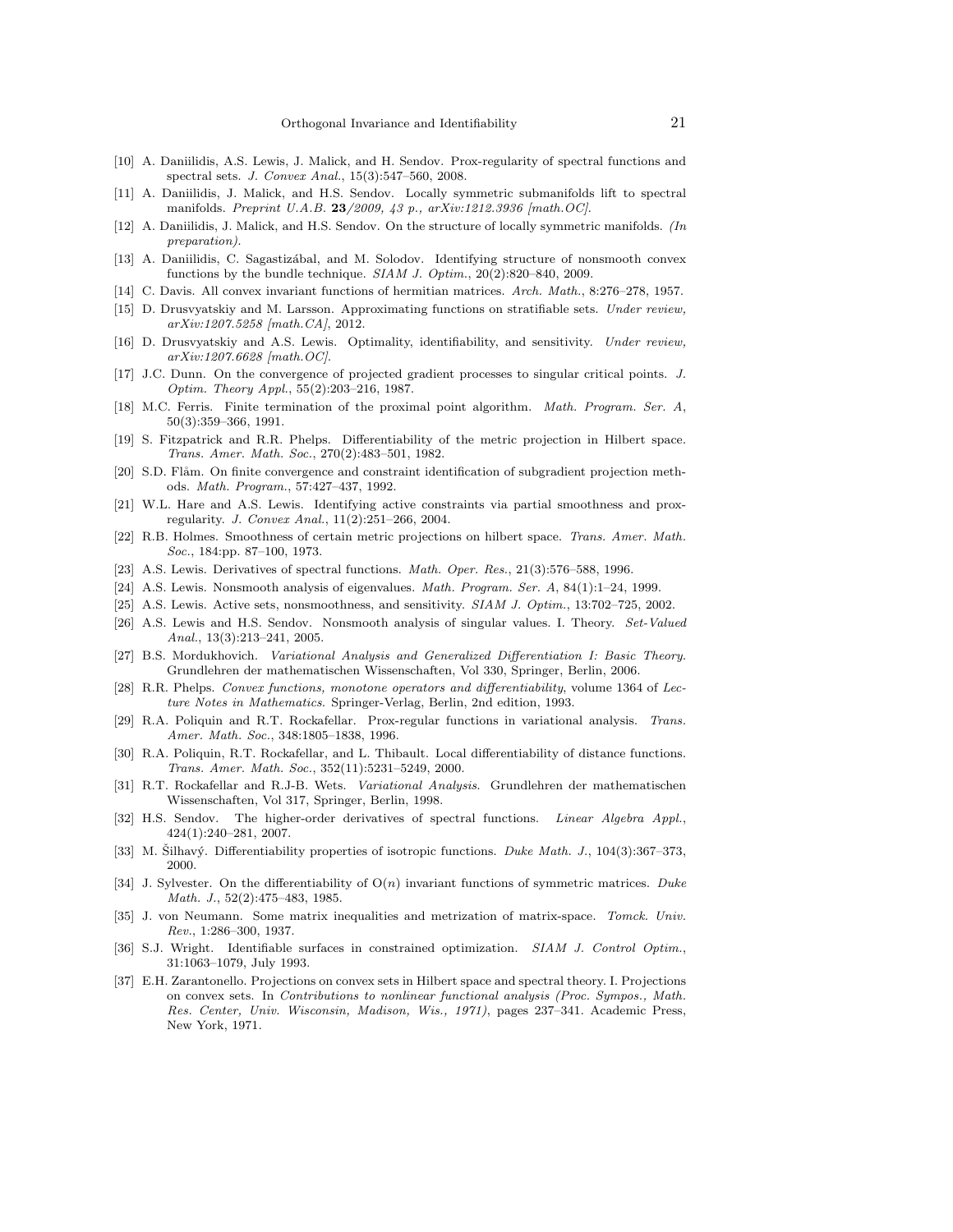[10] A. Daniilidis, A.S. Lewis, J. Malick, and H. Sendov. Prox-regularity of spectral functions and spectral sets. *J. Convex Anal.*, 15(3):547–560, 2008.

[11] A. Daniilidis, J. Malick, and H.S. Sendov. Locally symmetric submanifolds lift to spectral manifolds. *Preprint U.A.B.* **23***/2009, 43 p., arXiv:1212.3936 [math.OC]*.

[12] A. Daniilidis, J. Malick, and H.S. Sendov. On the structure of locally symmetric manifolds. *(In preparation)*.

[13] A. Daniilidis, C. Sagastizábal, and M. Solodov. Identifying structure of nonsmooth convex functions by the bundle technique. *SIAM J. Optim.*, 20(2):820–840, 2009.

[14] C. Davis. All convex invariant functions of hermitian matrices. *Arch. Math.*, 8:276–278, 1957.

[15] D. Drusvyatskiy and M. Larsson. Approximating functions on stratifiable sets. *Under review, arXiv:1207.5258 [math.CA]*, 2012.

[16] D. Drusvyatskiy and A.S. Lewis. Optimality, identifiability, and sensitivity. *Under review, arXiv:1207.6628 [math.OC]*.

[17] J.C. Dunn. On the convergence of projected gradient processes to singular critical points. *J. Optim. Theory Appl.*, 55(2):203–216, 1987.

[18] M.C. Ferris. Finite termination of the proximal point algorithm. *Math. Program. Ser. A*, 50(3):359–366, 1991.

[19] S. Fitzpatrick and R.R. Phelps. Differentiability of the metric projection in Hilbert space. *Trans. Amer. Math. Soc.*, 270(2):483–501, 1982.

[20] S.D. Flåm. On finite convergence and constraint identification of subgradient projection methods. *Math. Program.*, 57:427–437, 1992.

[21] W.L. Hare and A.S. Lewis. Identifying active constraints via partial smoothness and prox-regularity. *J. Convex Anal.*, 11(2):251–266, 2004.

[22] R.B. Holmes. Smoothness of certain metric projections on hilbert space. *Trans. Amer. Math. Soc.*, 184:pp. 87–100, 1973.

[23] A.S. Lewis. Derivatives of spectral functions. *Math. Oper. Res.*, 21(3):576–588, 1996.

[24] A.S. Lewis. Nonsmooth analysis of eigenvalues. *Math. Program. Ser. A*, 84(1):1–24, 1999.

[25] A.S. Lewis. Active sets, nonsmoothness, and sensitivity. *SIAM J. Optim.*, 13:702–725, 2002.

[26] A.S. Lewis and H.S. Sendov. Nonsmooth analysis of singular values. I. Theory. *Set-Valued Anal.*, 13(3):213–241, 2005.

[27] B.S. Mordukhovich. *Variational Analysis and Generalized Differentiation I: Basic Theory.* Grundlehren der mathematischen Wissenschaften, Vol 330, Springer, Berlin, 2006.

[28] R.R. Phelps. *Convex functions, monotone operators and differentiability*, volume 1364 of *Lecture Notes in Mathematics*. Springer-Verlag, Berlin, 2nd edition, 1993.

[29] R.A. Poliquin and R.T. Rockafellar. Prox-regular functions in variational analysis. *Trans. Amer. Math. Soc.*, 348:1805–1838, 1996.

[30] R.A. Poliquin, R.T. Rockafellar, and L. Thibault. Local differentiability of distance functions. *Trans. Amer. Math. Soc.*, 352(11):5231–5249, 2000.

[31] R.T. Rockafellar and R.J-B. Wets. *Variational Analysis.* Grundlehren der mathematischen Wissenschaften, Vol 317, Springer, Berlin, 1998.

[32] H.S. Sendov. The higher-order derivatives of spectral functions. *Linear Algebra Appl.*, 424(1):240–281, 2007.

[33] M. Šilhavý. Differentiability properties of isotropic functions. *Duke Math. J.*, 104(3):367–373, 2000.

[34] J. Sylvester. On the differentiability of $\mathrm{O}(n)$ invariant functions of symmetric matrices. *Duke Math. J.*, 52(2):475–483, 1985.

[35] J. von Neumann. Some matrix inequalities and metrization of matrix-space. *Tomck. Univ. Rev.*, 1:286–300, 1937.

[36] S.J. Wright. Identifiable surfaces in constrained optimization. *SIAM J. Control Optim.*, 31:1063–1079, July 1993.

[37] E.H. Zarantonello. Projections on convex sets in Hilbert space and spectral theory. I. Projections on convex sets. In *Contributions to nonlinear functional analysis (Proc. Sympos., Math. Res. Center, Univ. Wisconsin, Madison, Wis., 1971)*, pages 237–341. Academic Press, New York, 1971.